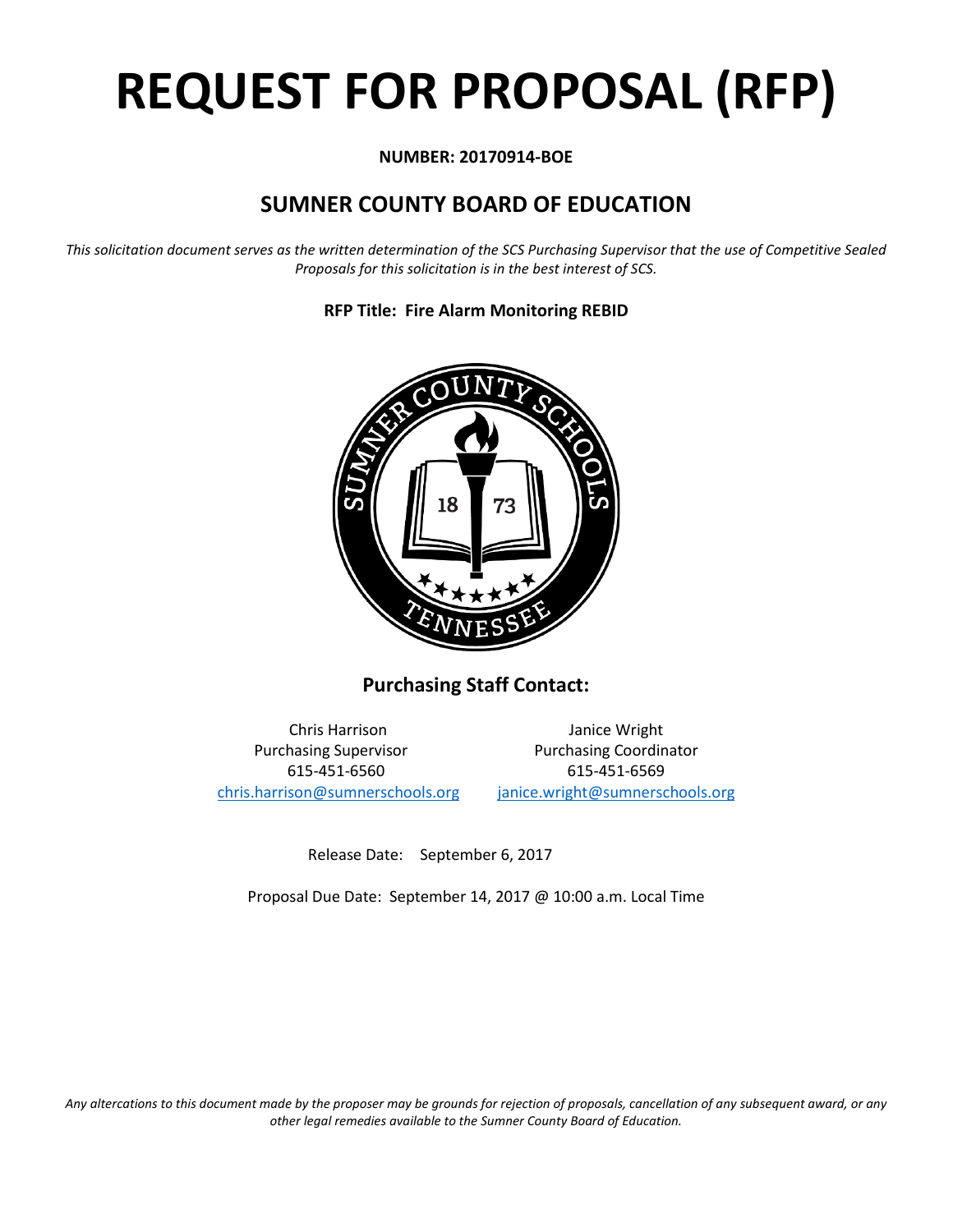# REQUEST FOR PROPOSAL (RFP)

**NUMBER: 20170914-BOE**

## SUMNER COUNTY BOARD OF EDUCATION

*This solicitation document serves as the written determination of the SCS Purchasing Supervisor that the use of Competitive Sealed Proposals for this solicitation is in the best interest of SCS.*

**RFP Title: Fire Alarm Monitoring REBID**

### Purchasing Staff Contact:

Chris Harrison
Purchasing Supervisor
615-451-6560
chris.harrison@sumnerschools.org

Janice Wright
Purchasing Coordinator
615-451-6569
janice.wright@sumnerschools.org

Release Date: September 6, 2017

Proposal Due Date: September 14, 2017 @ 10:00 a.m. Local Time

*Any altercations to this document made by the proposer may be grounds for rejection of proposals, cancellation of any subsequent award, or any other legal remedies available to the Sumner County Board of Education.*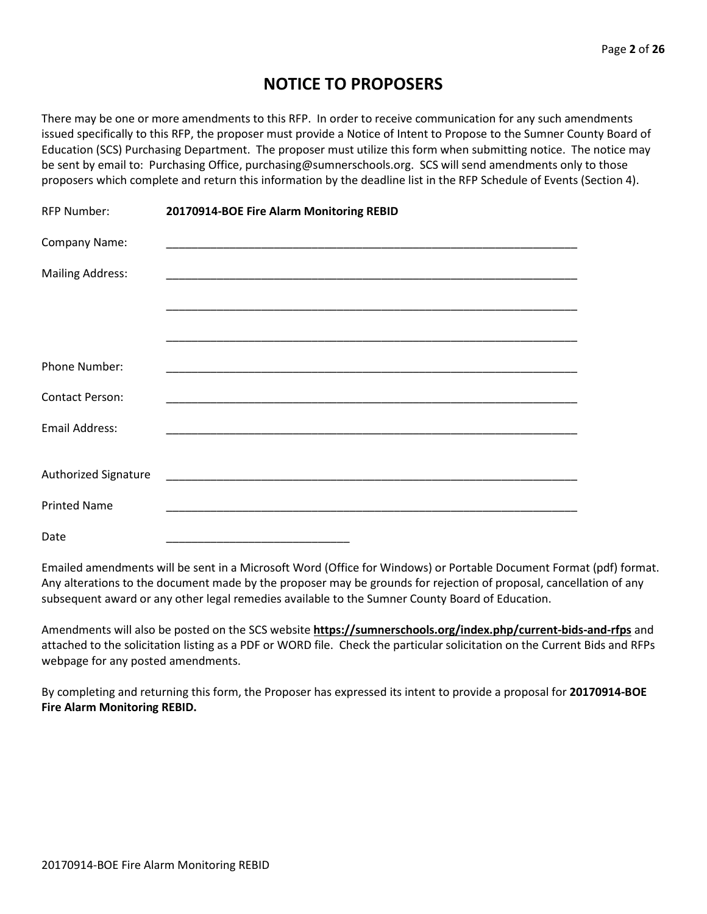# NOTICE TO PROPOSERS

There may be one or more amendments to this RFP. In order to receive communication for any such amendments issued specifically to this RFP, the proposer must provide a Notice of Intent to Propose to the Sumner County Board of Education (SCS) Purchasing Department. The proposer must utilize this form when submitting notice. The notice may be sent by email to: Purchasing Office, purchasing@sumnerschools.org. SCS will send amendments only to those proposers which complete and return this information by the deadline list in the RFP Schedule of Events (Section 4).

RFP Number: **20170914-BOE Fire Alarm Monitoring REBID**

Company Name: ____________________________________________________________________

Mailing Address: ____________________________________________________________________

____________________________________________________________________

____________________________________________________________________

Phone Number: ____________________________________________________________________

Contact Person: ____________________________________________________________________

Email Address: ____________________________________________________________________

Authorized Signature ____________________________________________________________________

Printed Name ____________________________________________________________________

Date ______________________________

Emailed amendments will be sent in a Microsoft Word (Office for Windows) or Portable Document Format (pdf) format. Any alterations to the document made by the proposer may be grounds for rejection of proposal, cancellation of any subsequent award or any other legal remedies available to the Sumner County Board of Education.

Amendments will also be posted on the SCS website **https://sumnerschools.org/index.php/current-bids-and-rfps** and attached to the solicitation listing as a PDF or WORD file. Check the particular solicitation on the Current Bids and RFPs webpage for any posted amendments.

By completing and returning this form, the Proposer has expressed its intent to provide a proposal for **20170914-BOE Fire Alarm Monitoring REBID.**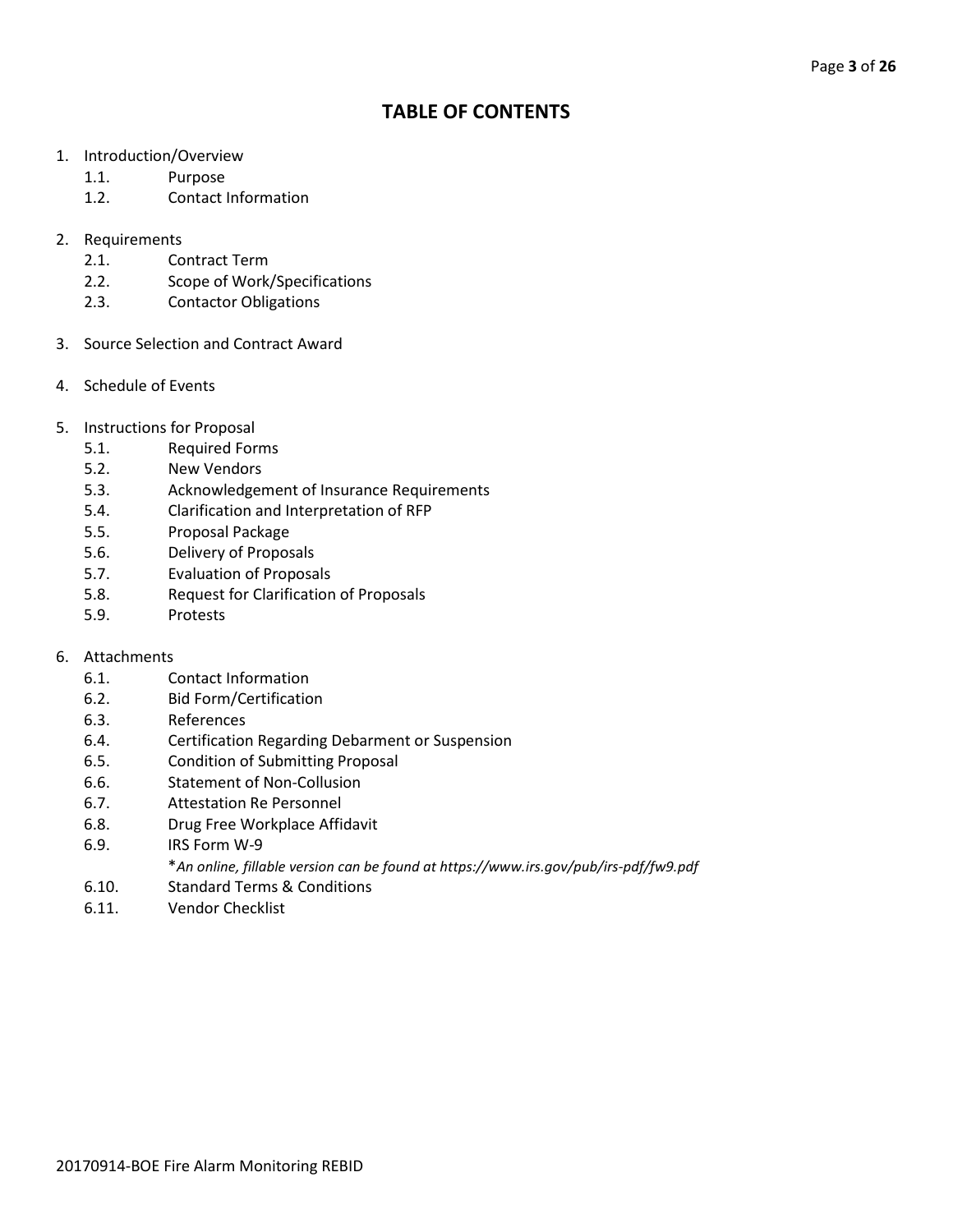# TABLE OF CONTENTS

1. Introduction/Overview
    1.1. Purpose
    1.2. Contact Information

2. Requirements
    2.1. Contract Term
    2.2. Scope of Work/Specifications
    2.3. Contactor Obligations

3. Source Selection and Contract Award

4. Schedule of Events

5. Instructions for Proposal
    5.1. Required Forms
    5.2. New Vendors
    5.3. Acknowledgement of Insurance Requirements
    5.4. Clarification and Interpretation of RFP
    5.5. Proposal Package
    5.6. Delivery of Proposals
    5.7. Evaluation of Proposals
    5.8. Request for Clarification of Proposals
    5.9. Protests

6. Attachments
    6.1. Contact Information
    6.2. Bid Form/Certification
    6.3. References
    6.4. Certification Regarding Debarment or Suspension
    6.5. Condition of Submitting Proposal
    6.6. Statement of Non-Collusion
    6.7. Attestation Re Personnel
    6.8. Drug Free Workplace Affidavit
    6.9. IRS Form W-9
    *\*An online, fillable version can be found at https://www.irs.gov/pub/irs-pdf/fw9.pdf*
    6.10. Standard Terms & Conditions
    6.11. Vendor Checklist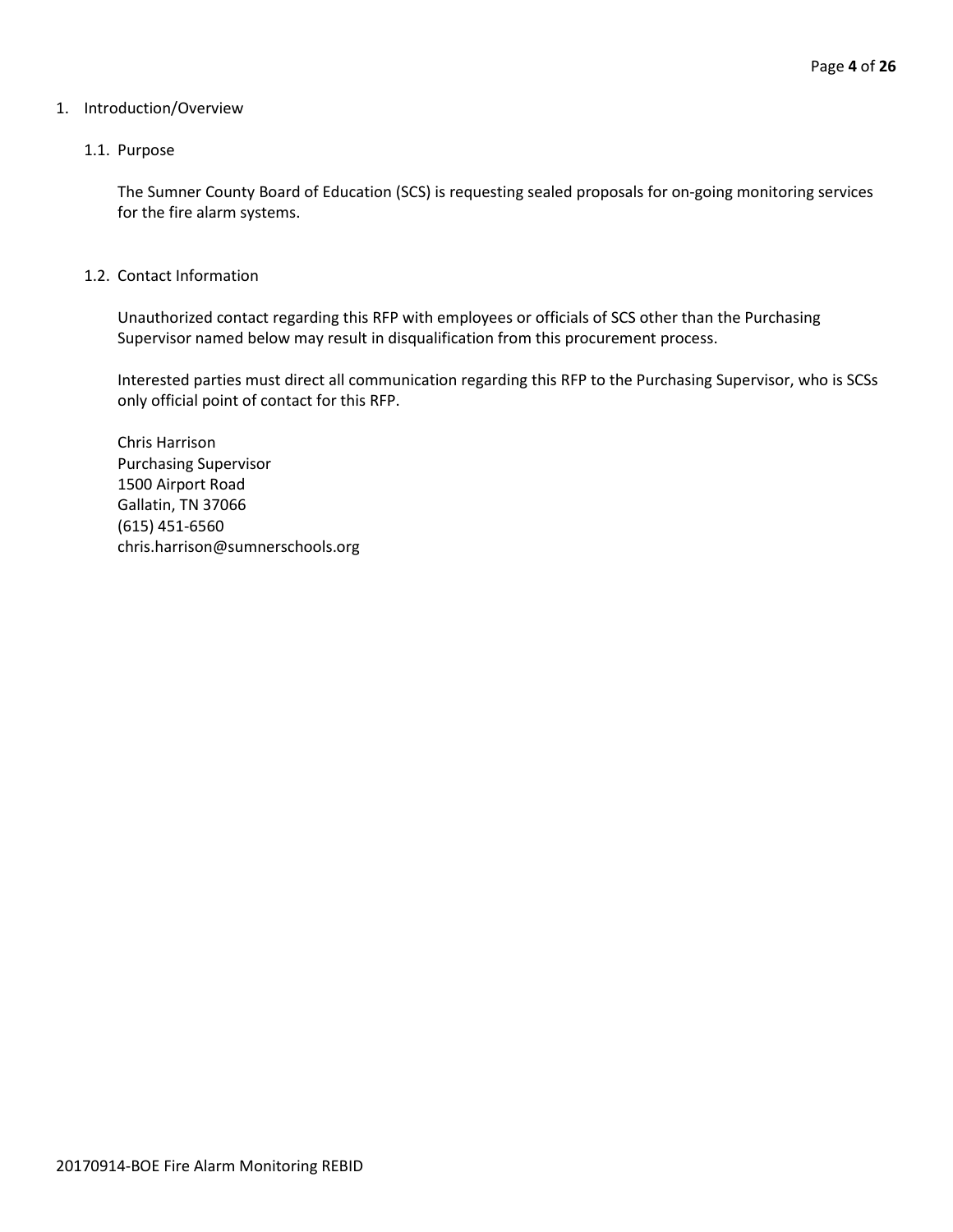# 1. Introduction/Overview

## 1.1. Purpose

The Sumner County Board of Education (SCS) is requesting sealed proposals for on-going monitoring services for the fire alarm systems.

## 1.2. Contact Information

Unauthorized contact regarding this RFP with employees or officials of SCS other than the Purchasing Supervisor named below may result in disqualification from this procurement process.

Interested parties must direct all communication regarding this RFP to the Purchasing Supervisor, who is SCSs only official point of contact for this RFP.

Chris Harrison
Purchasing Supervisor
1500 Airport Road
Gallatin, TN 37066
(615) 451-6560
chris.harrison@sumnerschools.org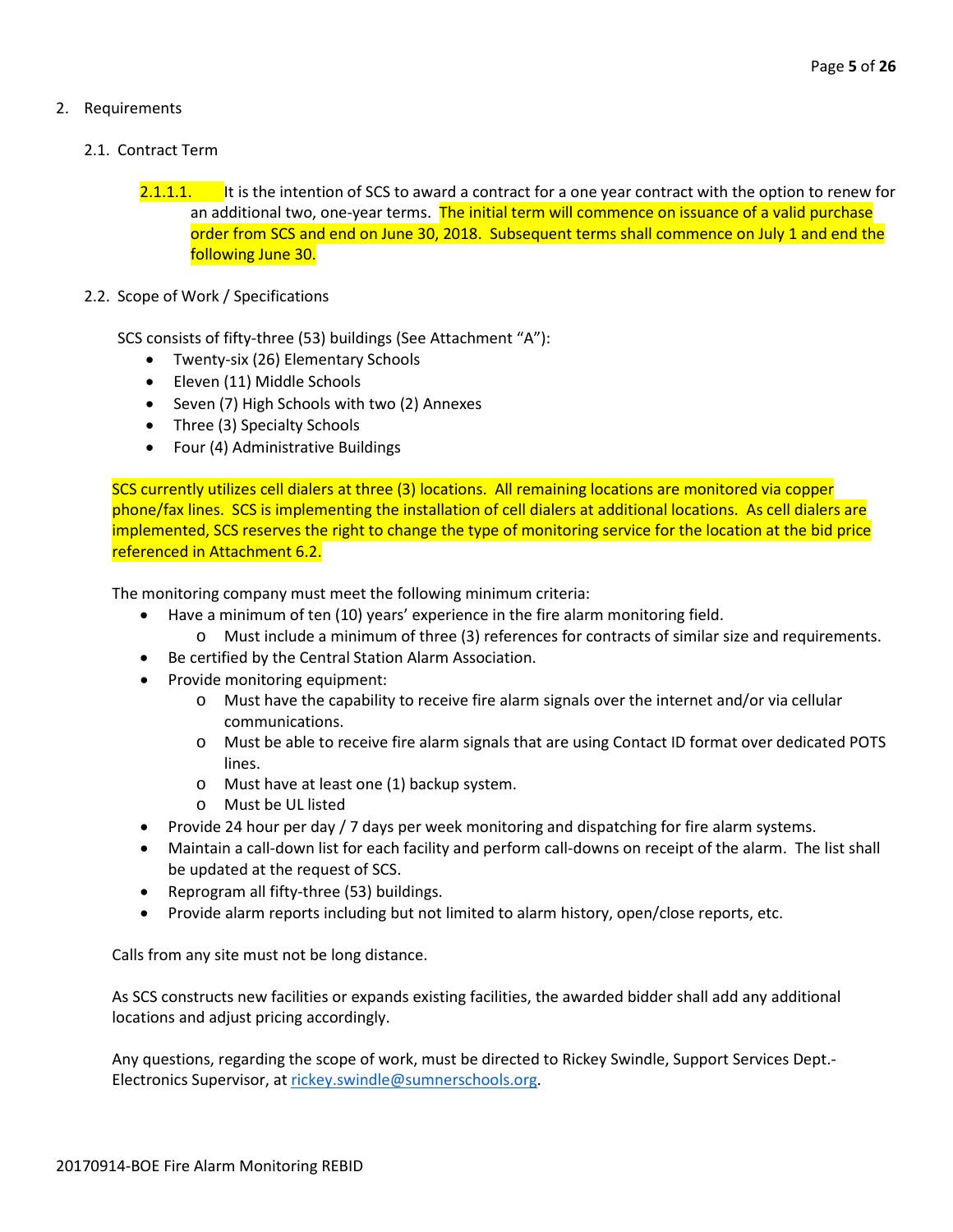## 2. Requirements

### 2.1. Contract Term

2.1.1.1. It is the intention of SCS to award a contract for a one year contract with the option to renew for an additional two, one-year terms. The initial term will commence on issuance of a valid purchase order from SCS and end on June 30, 2018. Subsequent terms shall commence on July 1 and end the following June 30.

### 2.2. Scope of Work / Specifications

SCS consists of fifty-three (53) buildings (See Attachment "A"):

- Twenty-six (26) Elementary Schools
- Eleven (11) Middle Schools
- Seven (7) High Schools with two (2) Annexes
- Three (3) Specialty Schools
- Four (4) Administrative Buildings

SCS currently utilizes cell dialers at three (3) locations. All remaining locations are monitored via copper phone/fax lines. SCS is implementing the installation of cell dialers at additional locations. As cell dialers are implemented, SCS reserves the right to change the type of monitoring service for the location at the bid price referenced in Attachment 6.2.

The monitoring company must meet the following minimum criteria:

- Have a minimum of ten (10) years' experience in the fire alarm monitoring field.
  - Must include a minimum of three (3) references for contracts of similar size and requirements.
- Be certified by the Central Station Alarm Association.
- Provide monitoring equipment:
  - Must have the capability to receive fire alarm signals over the internet and/or via cellular communications.
  - Must be able to receive fire alarm signals that are using Contact ID format over dedicated POTS lines.
  - Must have at least one (1) backup system.
  - Must be UL listed
- Provide 24 hour per day / 7 days per week monitoring and dispatching for fire alarm systems.
- Maintain a call-down list for each facility and perform call-downs on receipt of the alarm. The list shall be updated at the request of SCS.
- Reprogram all fifty-three (53) buildings.
- Provide alarm reports including but not limited to alarm history, open/close reports, etc.

Calls from any site must not be long distance.

As SCS constructs new facilities or expands existing facilities, the awarded bidder shall add any additional locations and adjust pricing accordingly.

Any questions, regarding the scope of work, must be directed to Rickey Swindle, Support Services Dept.-Electronics Supervisor, at rickey.swindle@sumnerschools.org.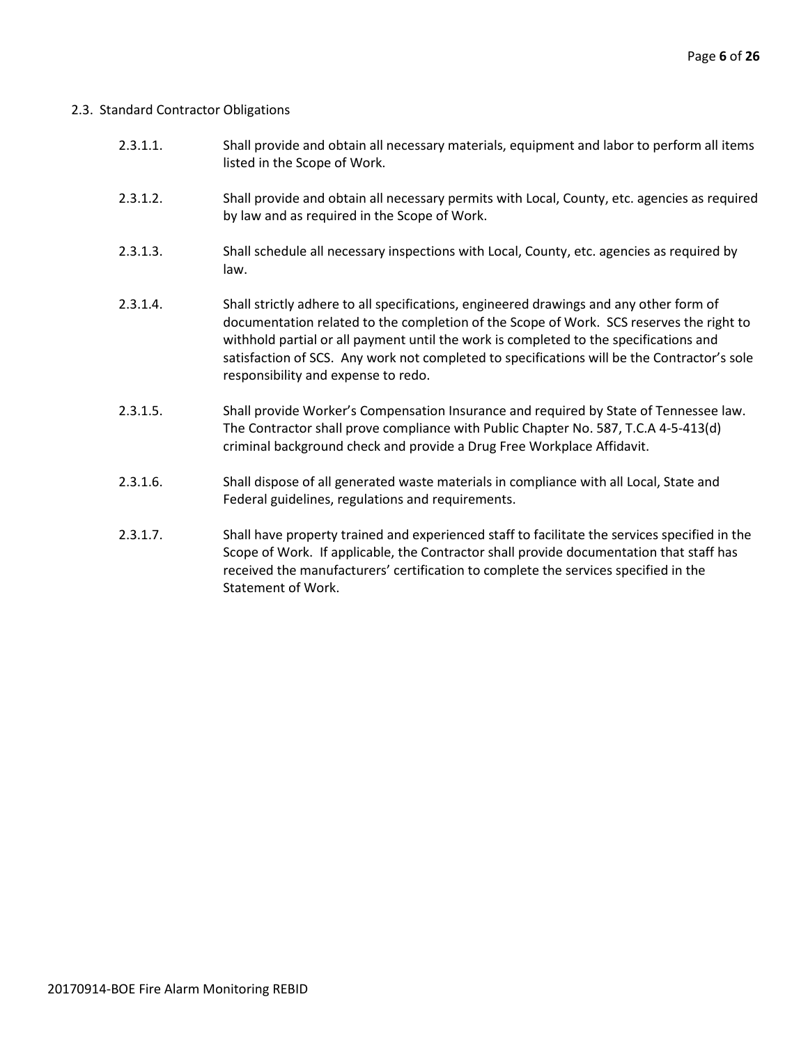## 2.3. Standard Contractor Obligations

2.3.1.1. Shall provide and obtain all necessary materials, equipment and labor to perform all items listed in the Scope of Work.

2.3.1.2. Shall provide and obtain all necessary permits with Local, County, etc. agencies as required by law and as required in the Scope of Work.

2.3.1.3. Shall schedule all necessary inspections with Local, County, etc. agencies as required by law.

2.3.1.4. Shall strictly adhere to all specifications, engineered drawings and any other form of documentation related to the completion of the Scope of Work. SCS reserves the right to withhold partial or all payment until the work is completed to the specifications and satisfaction of SCS. Any work not completed to specifications will be the Contractor's sole responsibility and expense to redo.

2.3.1.5. Shall provide Worker's Compensation Insurance and required by State of Tennessee law. The Contractor shall prove compliance with Public Chapter No. 587, T.C.A 4-5-413(d) criminal background check and provide a Drug Free Workplace Affidavit.

2.3.1.6. Shall dispose of all generated waste materials in compliance with all Local, State and Federal guidelines, regulations and requirements.

2.3.1.7. Shall have property trained and experienced staff to facilitate the services specified in the Scope of Work. If applicable, the Contractor shall provide documentation that staff has received the manufacturers' certification to complete the services specified in the Statement of Work.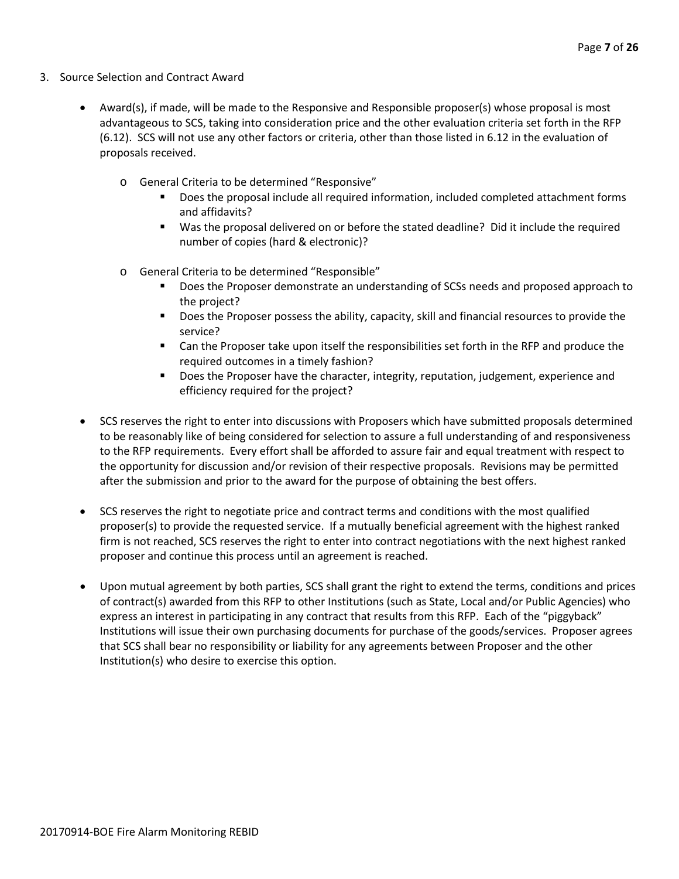3. Source Selection and Contract Award

- Award(s), if made, will be made to the Responsive and Responsible proposer(s) whose proposal is most advantageous to SCS, taking into consideration price and the other evaluation criteria set forth in the RFP (6.12). SCS will not use any other factors or criteria, other than those listed in 6.12 in the evaluation of proposals received.
    - General Criteria to be determined "Responsive"
        - Does the proposal include all required information, included completed attachment forms and affidavits?
        - Was the proposal delivered on or before the stated deadline? Did it include the required number of copies (hard & electronic)?
    - General Criteria to be determined "Responsible"
        - Does the Proposer demonstrate an understanding of SCSs needs and proposed approach to the project?
        - Does the Proposer possess the ability, capacity, skill and financial resources to provide the service?
        - Can the Proposer take upon itself the responsibilities set forth in the RFP and produce the required outcomes in a timely fashion?
        - Does the Proposer have the character, integrity, reputation, judgement, experience and efficiency required for the project?
- SCS reserves the right to enter into discussions with Proposers which have submitted proposals determined to be reasonably like of being considered for selection to assure a full understanding of and responsiveness to the RFP requirements. Every effort shall be afforded to assure fair and equal treatment with respect to the opportunity for discussion and/or revision of their respective proposals. Revisions may be permitted after the submission and prior to the award for the purpose of obtaining the best offers.
- SCS reserves the right to negotiate price and contract terms and conditions with the most qualified proposer(s) to provide the requested service. If a mutually beneficial agreement with the highest ranked firm is not reached, SCS reserves the right to enter into contract negotiations with the next highest ranked proposer and continue this process until an agreement is reached.
- Upon mutual agreement by both parties, SCS shall grant the right to extend the terms, conditions and prices of contract(s) awarded from this RFP to other Institutions (such as State, Local and/or Public Agencies) who express an interest in participating in any contract that results from this RFP. Each of the "piggyback" Institutions will issue their own purchasing documents for purchase of the goods/services. Proposer agrees that SCS shall bear no responsibility or liability for any agreements between Proposer and the other Institution(s) who desire to exercise this option.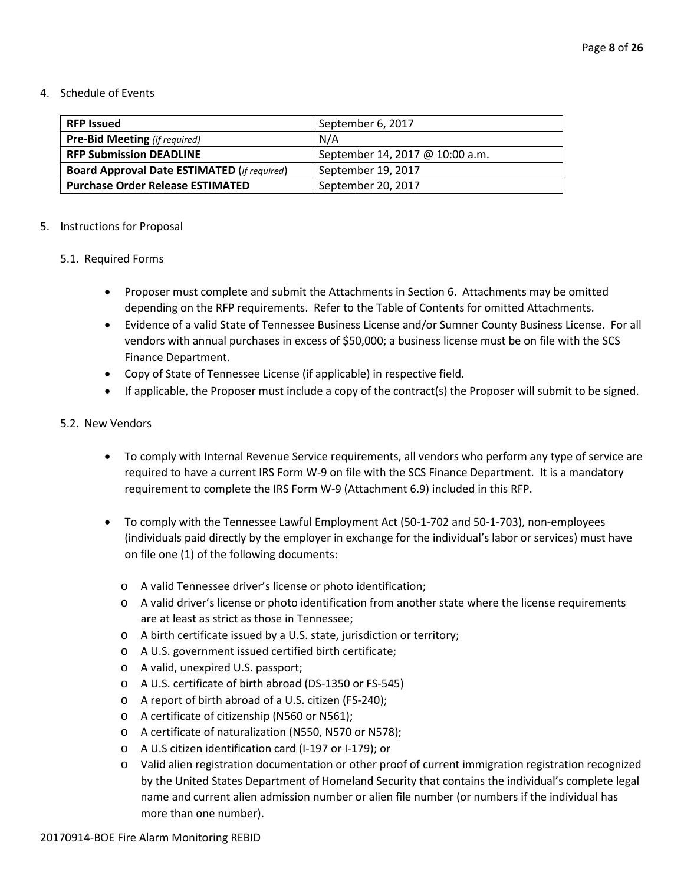4. Schedule of Events

| **RFP Issued** | September 6, 2017 |
|---|---|
| **Pre-Bid Meeting** *(if required)* | N/A |
| **RFP Submission DEADLINE** | September 14, 2017 @ 10:00 a.m. |
| **Board Approval Date ESTIMATED** (*if required*) | September 19, 2017 |
| **Purchase Order Release ESTIMATED** | September 20, 2017 |

5. Instructions for Proposal

5.1. Required Forms

- Proposer must complete and submit the Attachments in Section 6. Attachments may be omitted depending on the RFP requirements. Refer to the Table of Contents for omitted Attachments.
- Evidence of a valid State of Tennessee Business License and/or Sumner County Business License. For all vendors with annual purchases in excess of $50,000; a business license must be on file with the SCS Finance Department.
- Copy of State of Tennessee License (if applicable) in respective field.
- If applicable, the Proposer must include a copy of the contract(s) the Proposer will submit to be signed.

5.2. New Vendors

- To comply with Internal Revenue Service requirements, all vendors who perform any type of service are required to have a current IRS Form W-9 on file with the SCS Finance Department. It is a mandatory requirement to complete the IRS Form W-9 (Attachment 6.9) included in this RFP.

- To comply with the Tennessee Lawful Employment Act (50-1-702 and 50-1-703), non-employees (individuals paid directly by the employer in exchange for the individual's labor or services) must have on file one (1) of the following documents:
    - A valid Tennessee driver's license or photo identification;
    - A valid driver's license or photo identification from another state where the license requirements are at least as strict as those in Tennessee;
    - A birth certificate issued by a U.S. state, jurisdiction or territory;
    - A U.S. government issued certified birth certificate;
    - A valid, unexpired U.S. passport;
    - A U.S. certificate of birth abroad (DS-1350 or FS-545)
    - A report of birth abroad of a U.S. citizen (FS-240);
    - A certificate of citizenship (N560 or N561);
    - A certificate of naturalization (N550, N570 or N578);
    - A U.S citizen identification card (I-197 or I-179); or
    - Valid alien registration documentation or other proof of current immigration registration recognized by the United States Department of Homeland Security that contains the individual's complete legal name and current alien admission number or alien file number (or numbers if the individual has more than one number).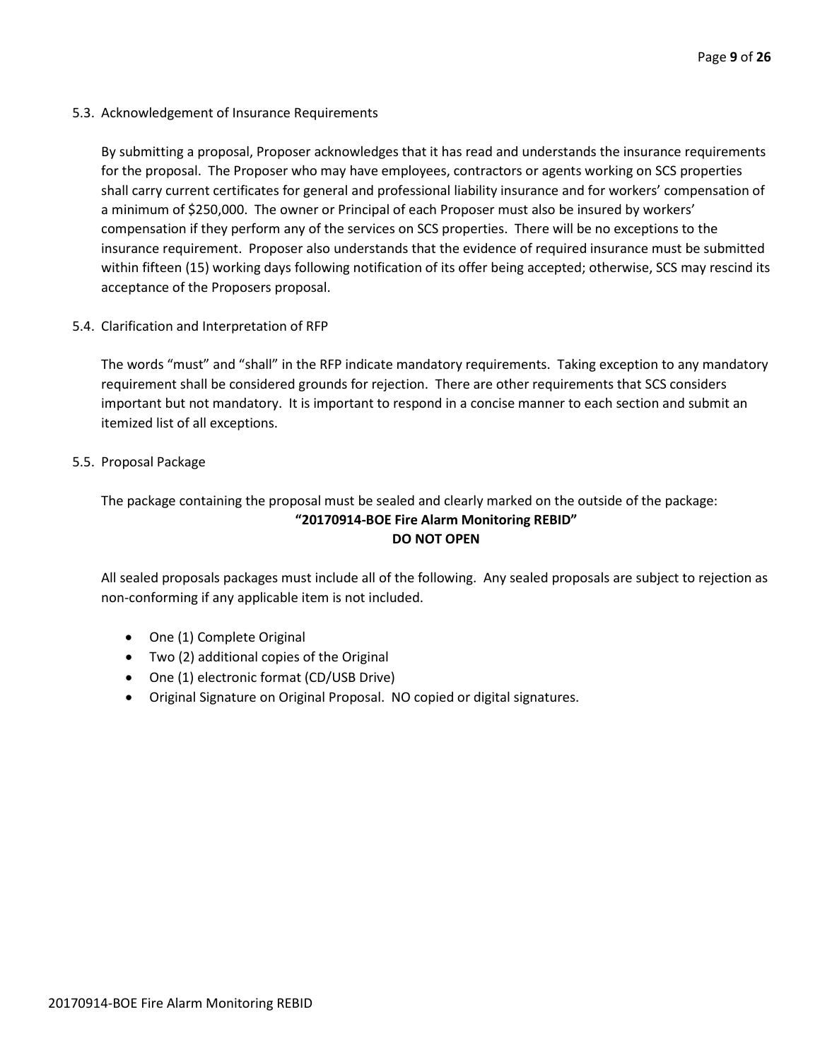### 5.3. Acknowledgement of Insurance Requirements

By submitting a proposal, Proposer acknowledges that it has read and understands the insurance requirements for the proposal. The Proposer who may have employees, contractors or agents working on SCS properties shall carry current certificates for general and professional liability insurance and for workers' compensation of a minimum of $250,000. The owner or Principal of each Proposer must also be insured by workers' compensation if they perform any of the services on SCS properties. There will be no exceptions to the insurance requirement. Proposer also understands that the evidence of required insurance must be submitted within fifteen (15) working days following notification of its offer being accepted; otherwise, SCS may rescind its acceptance of the Proposers proposal.

### 5.4. Clarification and Interpretation of RFP

The words "must" and "shall" in the RFP indicate mandatory requirements. Taking exception to any mandatory requirement shall be considered grounds for rejection. There are other requirements that SCS considers important but not mandatory. It is important to respond in a concise manner to each section and submit an itemized list of all exceptions.

### 5.5. Proposal Package

The package containing the proposal must be sealed and clearly marked on the outside of the package:

**"20170914-BOE Fire Alarm Monitoring REBID"**
**DO NOT OPEN**

All sealed proposals packages must include all of the following. Any sealed proposals are subject to rejection as non-conforming if any applicable item is not included.

- One (1) Complete Original
- Two (2) additional copies of the Original
- One (1) electronic format (CD/USB Drive)
- Original Signature on Original Proposal. NO copied or digital signatures.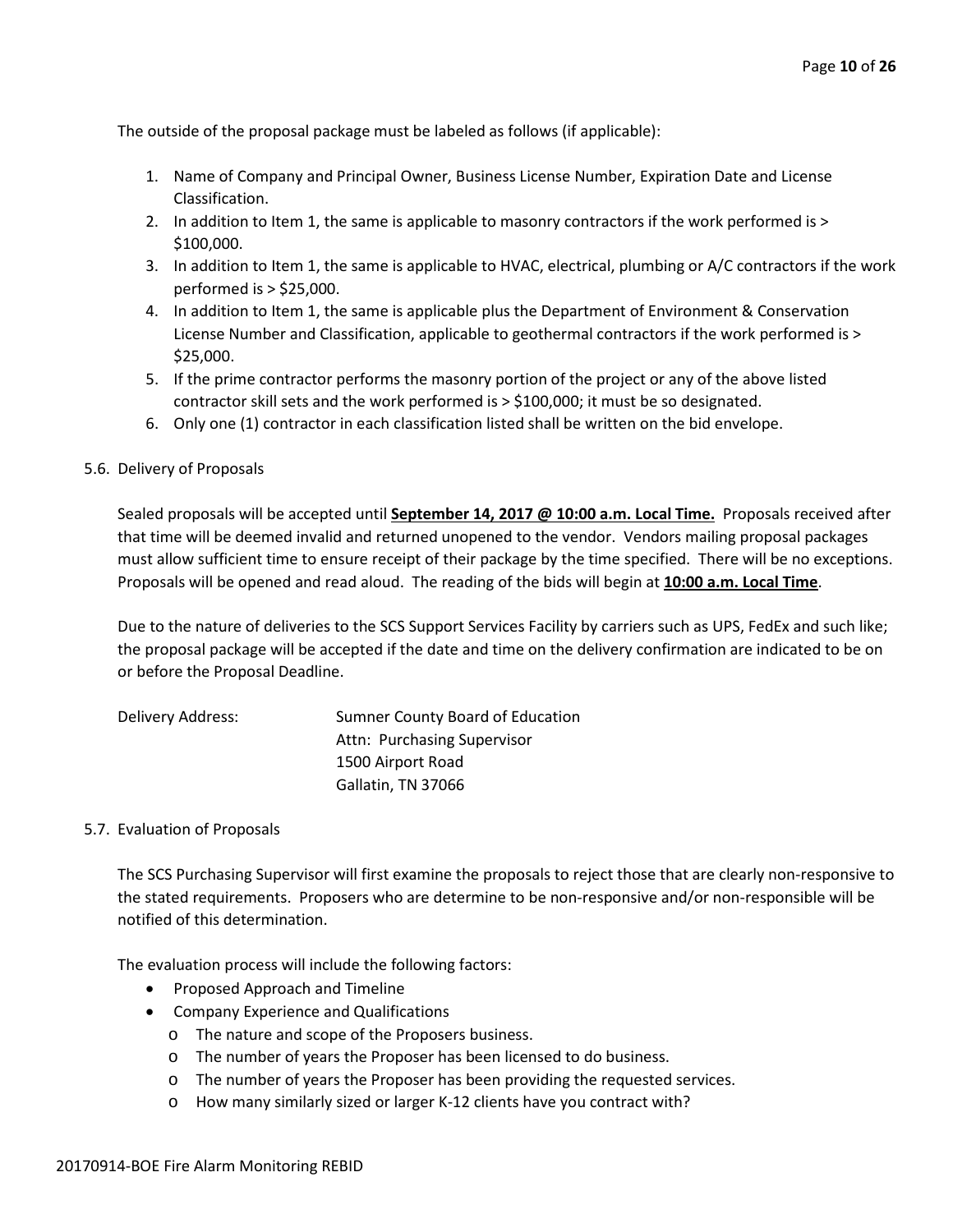The outside of the proposal package must be labeled as follows (if applicable):

1. Name of Company and Principal Owner, Business License Number, Expiration Date and License Classification.
2. In addition to Item 1, the same is applicable to masonry contractors if the work performed is > $100,000.
3. In addition to Item 1, the same is applicable to HVAC, electrical, plumbing or A/C contractors if the work performed is > $25,000.
4. In addition to Item 1, the same is applicable plus the Department of Environment & Conservation License Number and Classification, applicable to geothermal contractors if the work performed is > $25,000.
5. If the prime contractor performs the masonry portion of the project or any of the above listed contractor skill sets and the work performed is > $100,000; it must be so designated.
6. Only one (1) contractor in each classification listed shall be written on the bid envelope.

5.6. Delivery of Proposals

Sealed proposals will be accepted until **September 14, 2017 @ 10:00 a.m. Local Time.** Proposals received after that time will be deemed invalid and returned unopened to the vendor. Vendors mailing proposal packages must allow sufficient time to ensure receipt of their package by the time specified. There will be no exceptions. Proposals will be opened and read aloud. The reading of the bids will begin at **10:00 a.m. Local Time**.

Due to the nature of deliveries to the SCS Support Services Facility by carriers such as UPS, FedEx and such like; the proposal package will be accepted if the date and time on the delivery confirmation are indicated to be on or before the Proposal Deadline.

Delivery Address:

Sumner County Board of Education
Attn: Purchasing Supervisor
1500 Airport Road
Gallatin, TN 37066

5.7. Evaluation of Proposals

The SCS Purchasing Supervisor will first examine the proposals to reject those that are clearly non-responsive to the stated requirements. Proposers who are determine to be non-responsive and/or non-responsible will be notified of this determination.

The evaluation process will include the following factors:

- Proposed Approach and Timeline
- Company Experience and Qualifications
  - The nature and scope of the Proposers business.
  - The number of years the Proposer has been licensed to do business.
  - The number of years the Proposer has been providing the requested services.
  - How many similarly sized or larger K-12 clients have you contract with?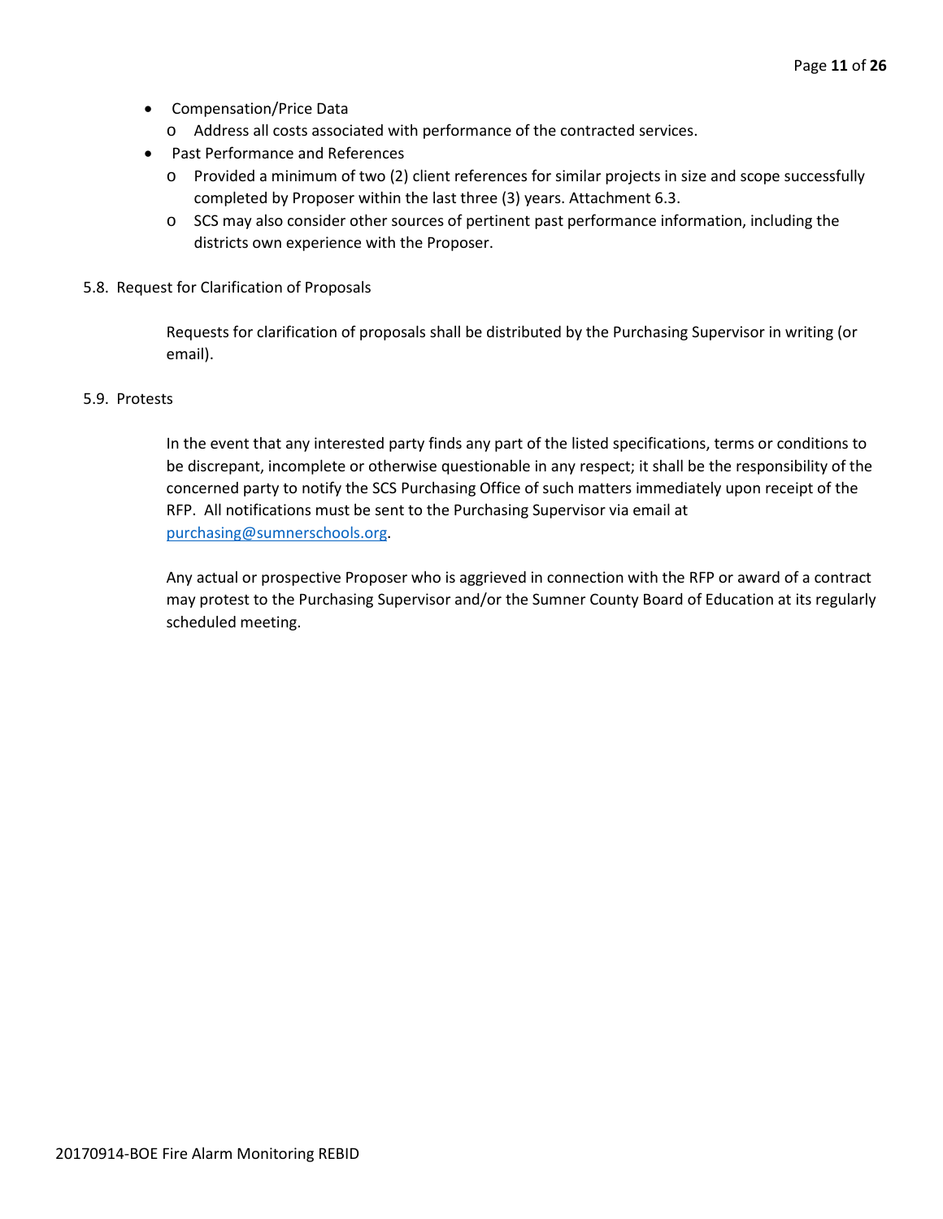- Compensation/Price Data
  - Address all costs associated with performance of the contracted services.
- Past Performance and References
  - Provided a minimum of two (2) client references for similar projects in size and scope successfully completed by Proposer within the last three (3) years. Attachment 6.3.
  - SCS may also consider other sources of pertinent past performance information, including the districts own experience with the Proposer.

5.8. Request for Clarification of Proposals

Requests for clarification of proposals shall be distributed by the Purchasing Supervisor in writing (or email).

5.9. Protests

In the event that any interested party finds any part of the listed specifications, terms or conditions to be discrepant, incomplete or otherwise questionable in any respect; it shall be the responsibility of the concerned party to notify the SCS Purchasing Office of such matters immediately upon receipt of the RFP. All notifications must be sent to the Purchasing Supervisor via email at purchasing@sumnerschools.org.

Any actual or prospective Proposer who is aggrieved in connection with the RFP or award of a contract may protest to the Purchasing Supervisor and/or the Sumner County Board of Education at its regularly scheduled meeting.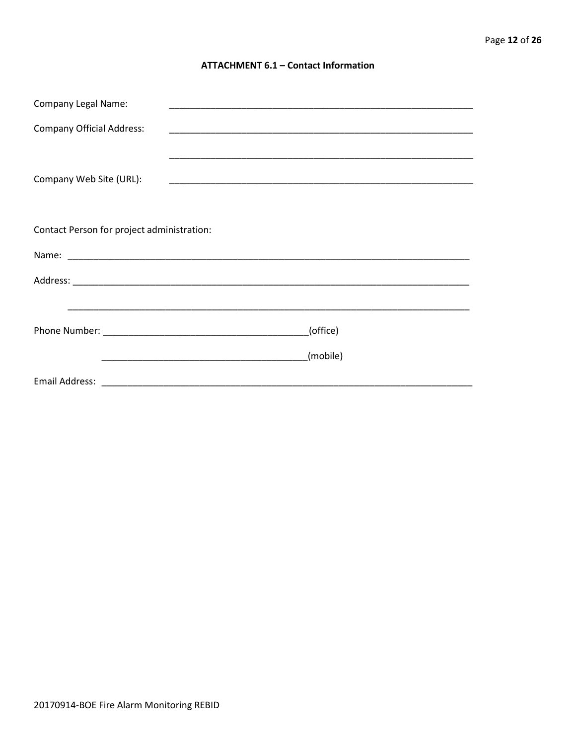## ATTACHMENT 6.1 – Contact Information

Company Legal Name: ____________________________________________________________

Company Official Address: ____________________________________________________________

____________________________________________________________

Company Web Site (URL): ____________________________________________________________

Contact Person for project administration:

Name: ________________________________________________________________________________

Address: ______________________________________________________________________________

________________________________________________________________________________

Phone Number: ________________________________________(office)

________________________________________(mobile)

Email Address: ___________________________________________________________________________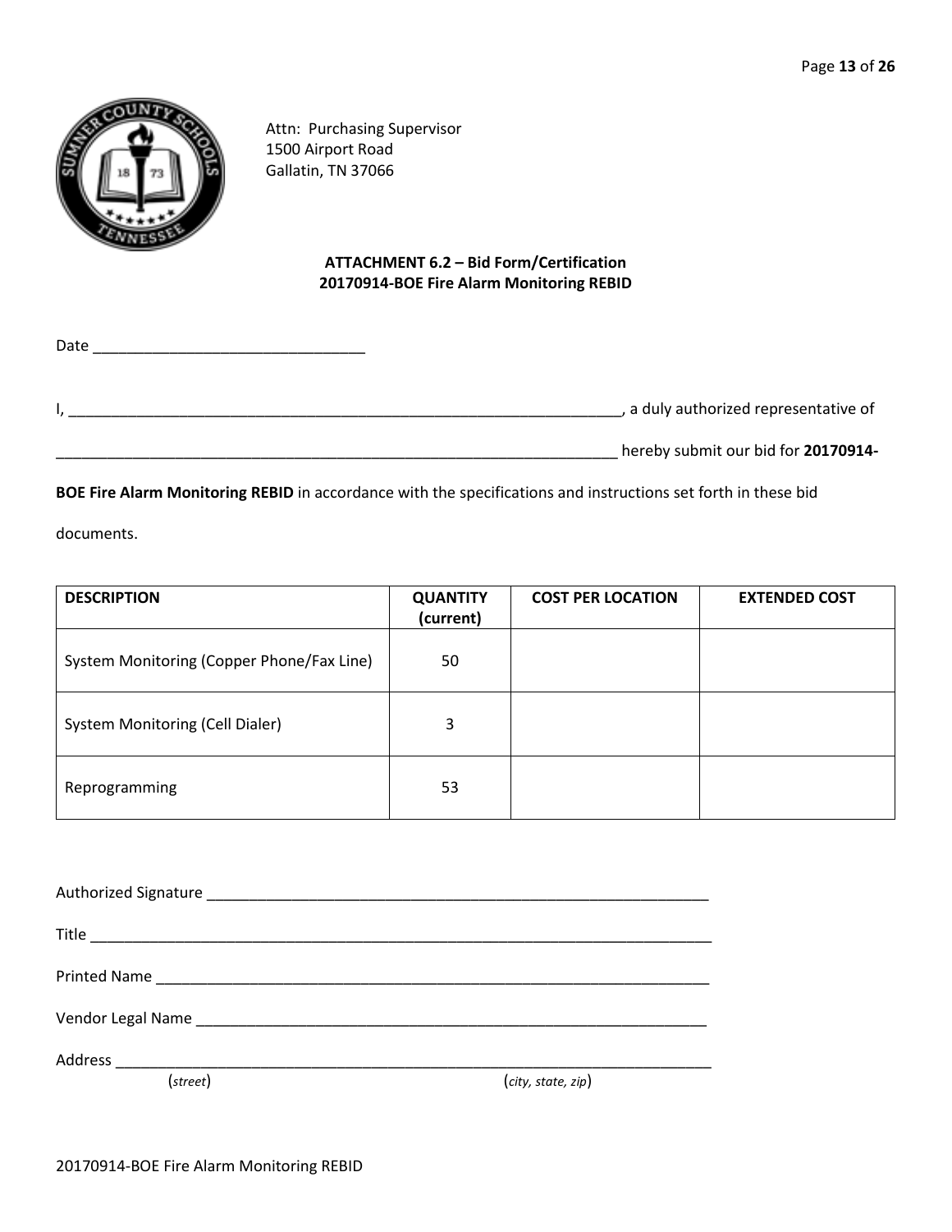Attn: Purchasing Supervisor
1500 Airport Road
Gallatin, TN 37066

**ATTACHMENT 6.2 – Bid Form/Certification**
**20170914-BOE Fire Alarm Monitoring REBID**

Date ________________________________

I, ____________________________________________________________________, a duly authorized representative of

______________________________________________________________________ hereby submit our bid for **20170914-BOE Fire Alarm Monitoring REBID** in accordance with the specifications and instructions set forth in these bid documents.

| DESCRIPTION | QUANTITY (current) | COST PER LOCATION | EXTENDED COST |
|---|---|---|---|
| System Monitoring (Copper Phone/Fax Line) | 50 | | |
| System Monitoring (Cell Dialer) | 3 | | |
| Reprogramming | 53 | | |

Authorized Signature ______________________________________________________________

Title ____________________________________________________________________________

Printed Name _____________________________________________________________________

Vendor Legal Name ________________________________________________________________

Address __________________________________________________________________________
(*street*) (*city, state, zip*)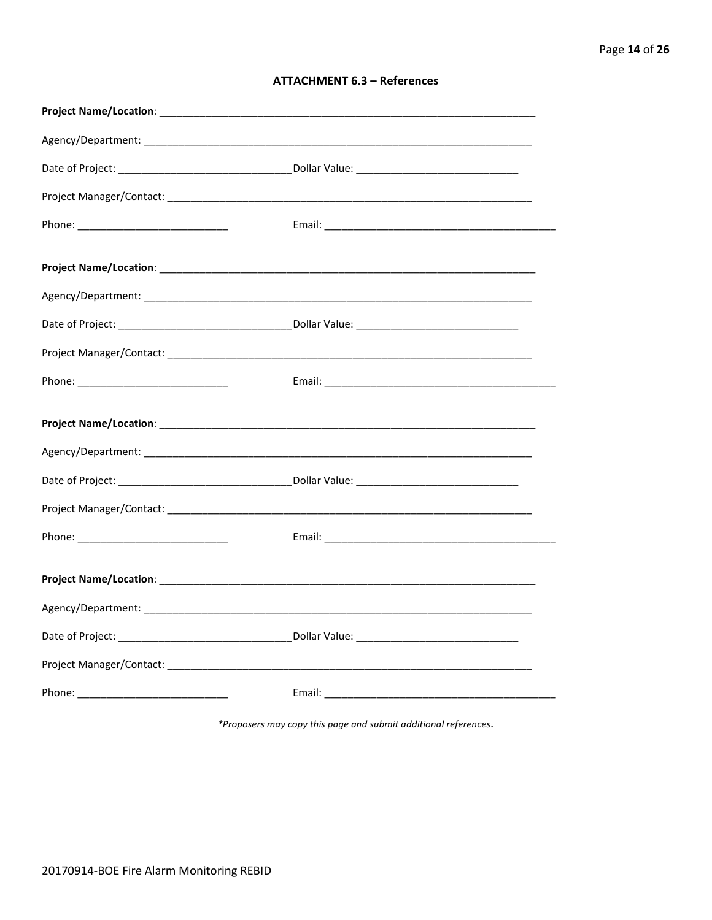## ATTACHMENT 6.3 – References

**Project Name/Location**: ______________________________________________________________________

Agency/Department: ______________________________________________________________________

Date of Project: _______________________________Dollar Value: _____________________________

Project Manager/Contact: _________________________________________________________________

Phone: ___________________________ Email: __________________________________________

**Project Name/Location**: ______________________________________________________________________

Agency/Department: ______________________________________________________________________

Date of Project: _______________________________Dollar Value: _____________________________

Project Manager/Contact: _________________________________________________________________

Phone: ___________________________ Email: __________________________________________

**Project Name/Location**: ______________________________________________________________________

Agency/Department: ______________________________________________________________________

Date of Project: _______________________________Dollar Value: _____________________________

Project Manager/Contact: _________________________________________________________________

Phone: ___________________________ Email: __________________________________________

**Project Name/Location**: ______________________________________________________________________

Agency/Department: ______________________________________________________________________

Date of Project: _______________________________Dollar Value: _____________________________

Project Manager/Contact: _________________________________________________________________

Phone: ___________________________ Email: __________________________________________

*\*Proposers may copy this page and submit additional references.*

20170914-BOE Fire Alarm Monitoring REBID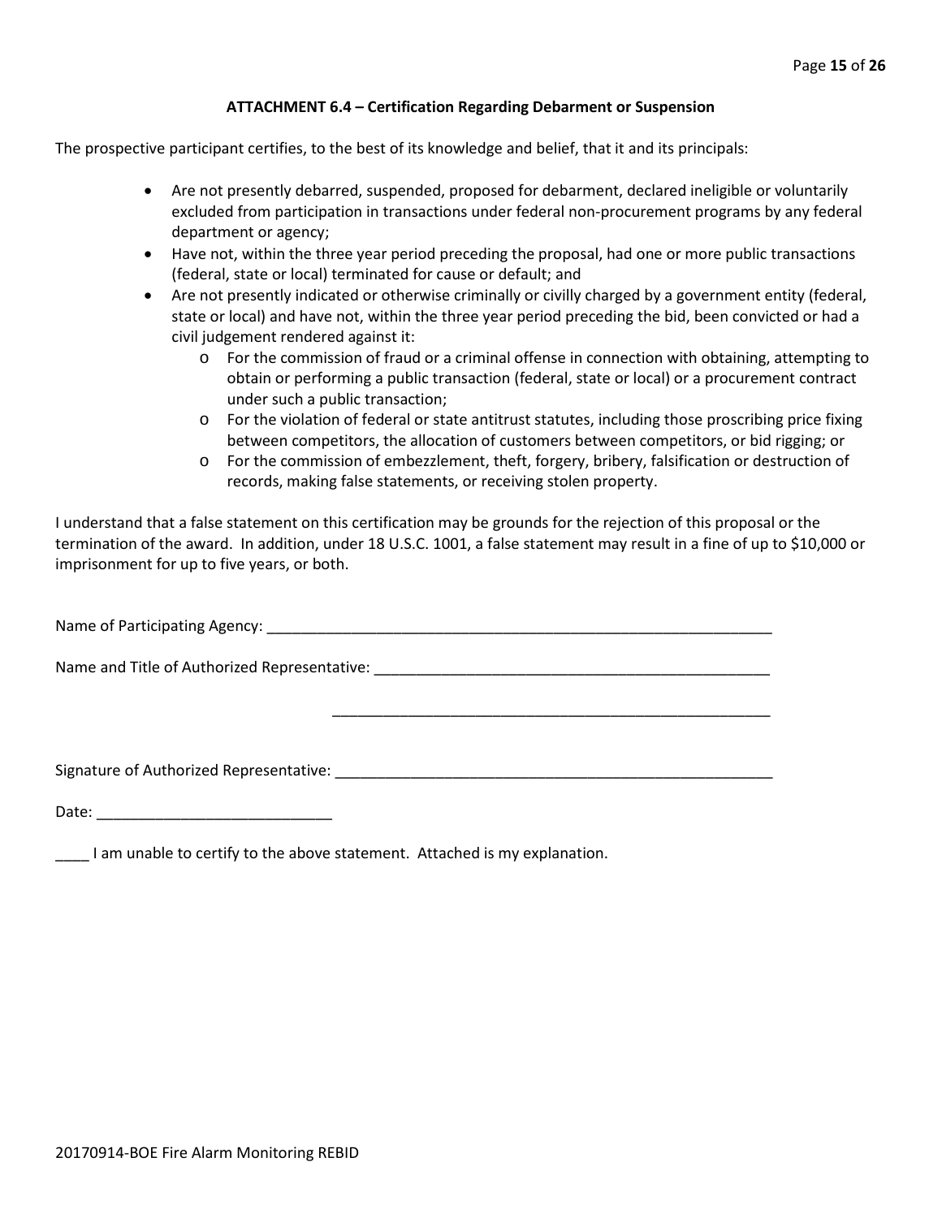### ATTACHMENT 6.4 – Certification Regarding Debarment or Suspension

The prospective participant certifies, to the best of its knowledge and belief, that it and its principals:

- Are not presently debarred, suspended, proposed for debarment, declared ineligible or voluntarily excluded from participation in transactions under federal non-procurement programs by any federal department or agency;
- Have not, within the three year period preceding the proposal, had one or more public transactions (federal, state or local) terminated for cause or default; and
- Are not presently indicated or otherwise criminally or civilly charged by a government entity (federal, state or local) and have not, within the three year period preceding the bid, been convicted or had a civil judgement rendered against it:
  - For the commission of fraud or a criminal offense in connection with obtaining, attempting to obtain or performing a public transaction (federal, state or local) or a procurement contract under such a public transaction;
  - For the violation of federal or state antitrust statutes, including those proscribing price fixing between competitors, the allocation of customers between competitors, or bid rigging; or
  - For the commission of embezzlement, theft, forgery, bribery, falsification or destruction of records, making false statements, or receiving stolen property.

I understand that a false statement on this certification may be grounds for the rejection of this proposal or the termination of the award. In addition, under 18 U.S.C. 1001, a false statement may result in a fine of up to $10,000 or imprisonment for up to five years, or both.

Name of Participating Agency: ______________________________________________________________

Name and Title of Authorized Representative: _________________________________________________

_____________________________________________________

Signature of Authorized Representative: _____________________________________________________

Date: ____________________________

____ I am unable to certify to the above statement. Attached is my explanation.

20170914-BOE Fire Alarm Monitoring REBID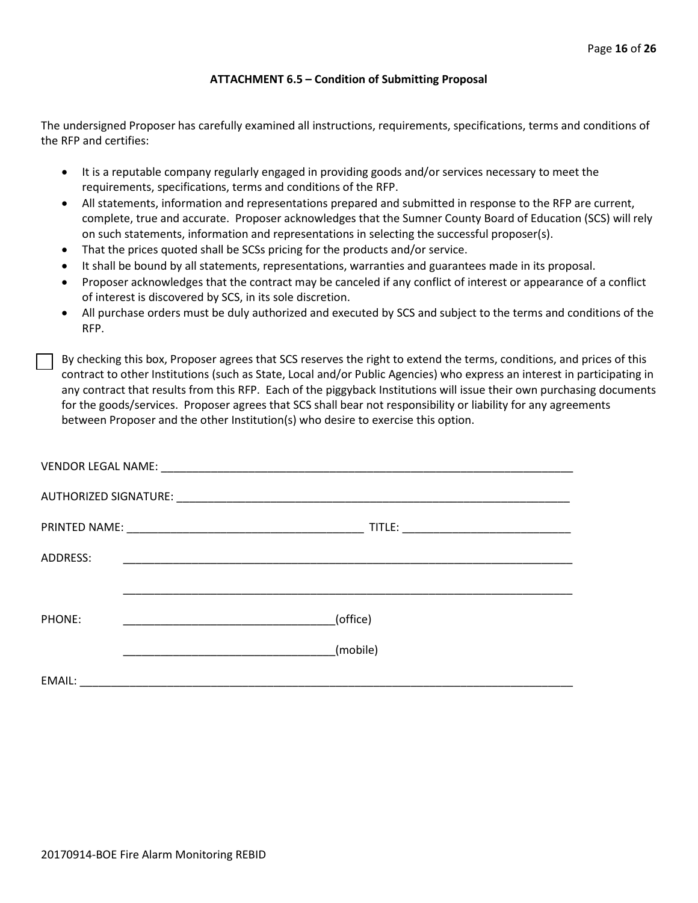### ATTACHMENT 6.5 – Condition of Submitting Proposal

The undersigned Proposer has carefully examined all instructions, requirements, specifications, terms and conditions of the RFP and certifies:

- It is a reputable company regularly engaged in providing goods and/or services necessary to meet the requirements, specifications, terms and conditions of the RFP.
- All statements, information and representations prepared and submitted in response to the RFP are current, complete, true and accurate. Proposer acknowledges that the Sumner County Board of Education (SCS) will rely on such statements, information and representations in selecting the successful proposer(s).
- That the prices quoted shall be SCSs pricing for the products and/or service.
- It shall be bound by all statements, representations, warranties and guarantees made in its proposal.
- Proposer acknowledges that the contract may be canceled if any conflict of interest or appearance of a conflict of interest is discovered by SCS, in its sole discretion.
- All purchase orders must be duly authorized and executed by SCS and subject to the terms and conditions of the RFP.

☐ By checking this box, Proposer agrees that SCS reserves the right to extend the terms, conditions, and prices of this contract to other Institutions (such as State, Local and/or Public Agencies) who express an interest in participating in any contract that results from this RFP. Each of the piggyback Institutions will issue their own purchasing documents for the goods/services. Proposer agrees that SCS shall bear not responsibility or liability for any agreements between Proposer and the other Institution(s) who desire to exercise this option.

VENDOR LEGAL NAME: ____________________________________________________________________

AUTHORIZED SIGNATURE: _________________________________________________________________

PRINTED NAME: _______________________________________ TITLE: ___________________________

ADDRESS: ________________________________________________________________________

________________________________________________________________________

PHONE: __________________________________(office)

__________________________________(mobile)

EMAIL: ________________________________________________________________________________

20170914-BOE Fire Alarm Monitoring REBID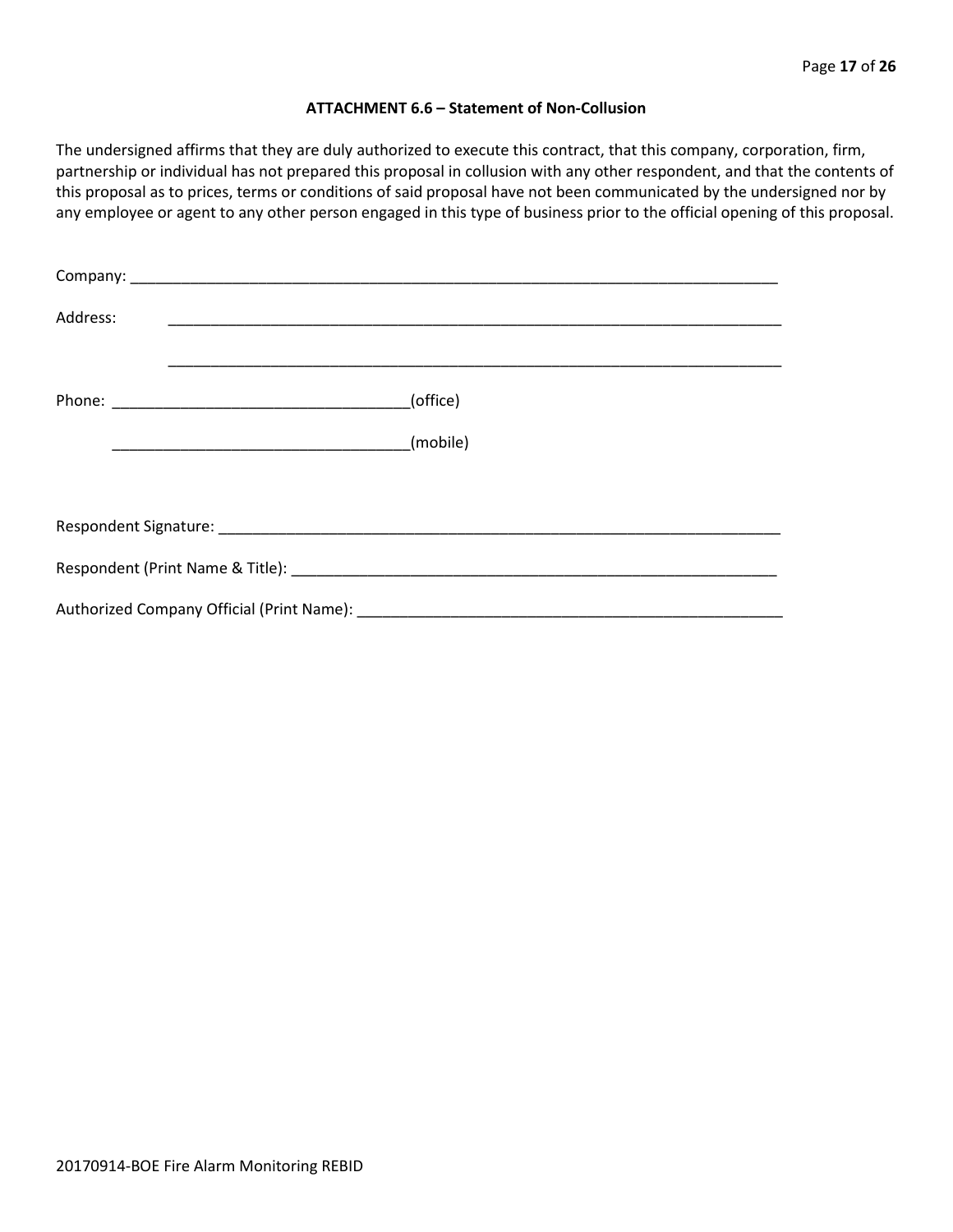### ATTACHMENT 6.6 – Statement of Non-Collusion

The undersigned affirms that they are duly authorized to execute this contract, that this company, corporation, firm, partnership or individual has not prepared this proposal in collusion with any other respondent, and that the contents of this proposal as to prices, terms or conditions of said proposal have not been communicated by the undersigned nor by any employee or agent to any other person engaged in this type of business prior to the official opening of this proposal.

Company: ___________________________________________________________________________

Address: ___________________________________________________________________________

___________________________________________________________________________

Phone: ___________________________________(office)

___________________________________(mobile)

Respondent Signature: ________________________________________________________________

Respondent (Print Name & Title): _______________________________________________________

Authorized Company Official (Print Name): ________________________________________________

20170914-BOE Fire Alarm Monitoring REBID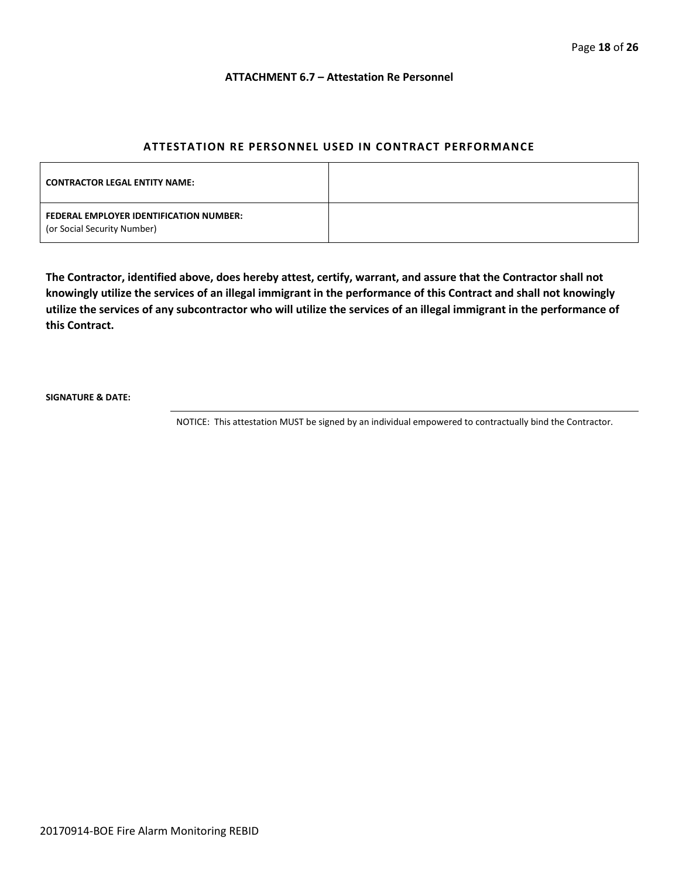## ATTACHMENT 6.7 – Attestation Re Personnel

### ATTESTATION RE PERSONNEL USED IN CONTRACT PERFORMANCE

| | |
|---|---|
| **CONTRACTOR LEGAL ENTITY NAME:** | |
| **FEDERAL EMPLOYER IDENTIFICATION NUMBER:** (or Social Security Number) | |

**The Contractor, identified above, does hereby attest, certify, warrant, and assure that the Contractor shall not knowingly utilize the services of an illegal immigrant in the performance of this Contract and shall not knowingly utilize the services of any subcontractor who will utilize the services of an illegal immigrant in the performance of this Contract.**

**SIGNATURE & DATE:** ______________________________

NOTICE: This attestation MUST be signed by an individual empowered to contractually bind the Contractor.

20170914-BOE Fire Alarm Monitoring REBID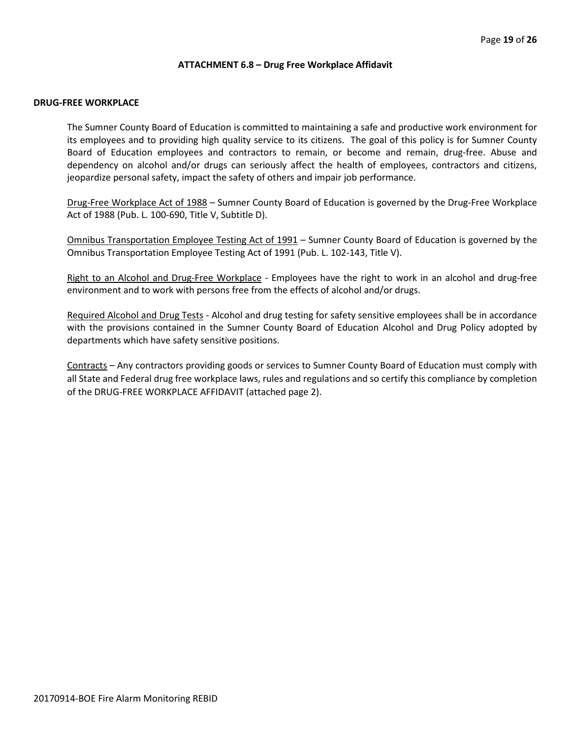## ATTACHMENT 6.8 – Drug Free Workplace Affidavit

### DRUG-FREE WORKPLACE

The Sumner County Board of Education is committed to maintaining a safe and productive work environment for its employees and to providing high quality service to its citizens. The goal of this policy is for Sumner County Board of Education employees and contractors to remain, or become and remain, drug-free. Abuse and dependency on alcohol and/or drugs can seriously affect the health of employees, contractors and citizens, jeopardize personal safety, impact the safety of others and impair job performance.

<u>Drug-Free Workplace Act of 1988</u> – Sumner County Board of Education is governed by the Drug-Free Workplace Act of 1988 (Pub. L. 100-690, Title V, Subtitle D).

<u>Omnibus Transportation Employee Testing Act of 1991</u> – Sumner County Board of Education is governed by the Omnibus Transportation Employee Testing Act of 1991 (Pub. L. 102-143, Title V).

<u>Right to an Alcohol and Drug-Free Workplace</u> - Employees have the right to work in an alcohol and drug-free environment and to work with persons free from the effects of alcohol and/or drugs.

<u>Required Alcohol and Drug Tests</u> - Alcohol and drug testing for safety sensitive employees shall be in accordance with the provisions contained in the Sumner County Board of Education Alcohol and Drug Policy adopted by departments which have safety sensitive positions.

<u>Contracts</u> – Any contractors providing goods or services to Sumner County Board of Education must comply with all State and Federal drug free workplace laws, rules and regulations and so certify this compliance by completion of the DRUG-FREE WORKPLACE AFFIDAVIT (attached page 2).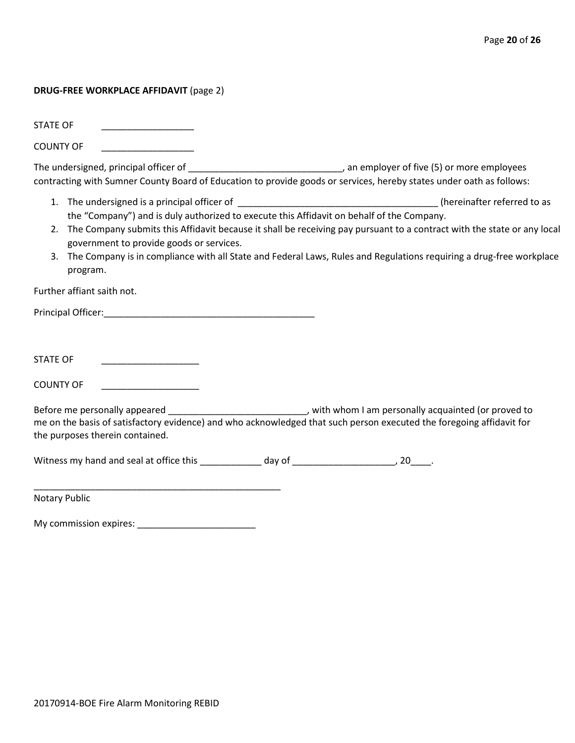**DRUG-FREE WORKPLACE AFFIDAVIT** (page 2)

STATE OF __________________

COUNTY OF __________________

The undersigned, principal officer of ______________________________, an employer of five (5) or more employees contracting with Sumner County Board of Education to provide goods or services, hereby states under oath as follows:

1. The undersigned is a principal officer of ______________________________________ (hereinafter referred to as the "Company") and is duly authorized to execute this Affidavit on behalf of the Company.
2. The Company submits this Affidavit because it shall be receiving pay pursuant to a contract with the state or any local government to provide goods or services.
3. The Company is in compliance with all State and Federal Laws, Rules and Regulations requiring a drug-free workplace program.

Further affiant saith not.

Principal Officer:_________________________________________

STATE OF ___________________

COUNTY OF ___________________

Before me personally appeared ___________________________, with whom I am personally acquainted (or proved to me on the basis of satisfactory evidence) and who acknowledged that such person executed the foregoing affidavit for the purposes therein contained.

Witness my hand and seal at office this ____________ day of ____________________, 20____.

_________________________________________________
Notary Public

My commission expires: _______________________

20170914-BOE Fire Alarm Monitoring REBID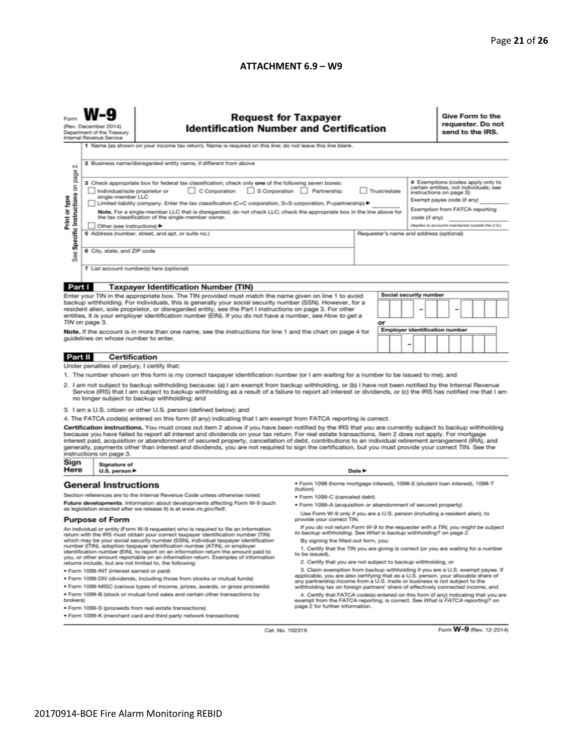### ATTACHMENT 6.9 – W9

Form **W-9**
(Rev. December 2014)
Department of the Treasury
Internal Revenue Service

## Request for Taxpayer Identification Number and Certification

**Give Form to the requester. Do not send to the IRS.**

Print or type
See Specific Instructions on page 2.

1 Name (as shown on your income tax return). Name is required on this line; do not leave this line blank.

2 Business name/disregarded entity name, if different from above

3 Check appropriate box for federal tax classification; check only **one** of the following seven boxes:
☐ Individual/sole proprietor or single-member LLC ☐ C Corporation ☐ S Corporation ☐ Partnership ☐ Trust/estate
☐ Limited liability company. Enter the tax classification (C=C corporation, S=S corporation, P=partnership) ► ________
**Note.** For a single-member LLC that is disregarded, do not check LLC; check the appropriate box in the line above for the tax classification of the single-member owner.
☐ Other (see instructions) ►

4 Exemptions (codes apply only to certain entities, not individuals; see instructions on page 3):
Exempt payee code (if any) ________
Exemption from FATCA reporting code (if any) ________
*(Applies to accounts maintained outside the U.S.)*

5 Address (number, street, and apt. or suite no.)

Requester's name and address (optional)

6 City, state, and ZIP code

7 List account number(s) here (optional)

**Part I** **Taxpayer Identification Number (TIN)**

Enter your TIN in the appropriate box. The TIN provided must match the name given on line 1 to avoid backup withholding. For individuals, this is generally your social security number (SSN). However, for a resident alien, sole proprietor, or disregarded entity, see the Part I instructions on page 3. For other entities, it is your employer identification number (EIN). If you do not have a number, see *How to get a TIN* on page 3.

**Note.** If the account is in more than one name, see the instructions for line 1 and the chart on page 4 for guidelines on whose number to enter.

**Social security number**
[ ][ ][ ] – [ ][ ] – [ ][ ][ ][ ]

or

**Employer identification number**
[ ][ ] – [ ][ ][ ][ ][ ][ ][ ]

**Part II** **Certification**

Under penalties of perjury, I certify that:

1. The number shown on this form is my correct taxpayer identification number (or I am waiting for a number to be issued to me); and
2. I am not subject to backup withholding because: (a) I am exempt from backup withholding, or (b) I have not been notified by the Internal Revenue Service (IRS) that I am subject to backup withholding as a result of a failure to report all interest or dividends, or (c) the IRS has notified me that I am no longer subject to backup withholding; and
3. I am a U.S. citizen or other U.S. person (defined below); and
4. The FATCA code(s) entered on this form (if any) indicating that I am exempt from FATCA reporting is correct.

**Certification instructions.** You must cross out item 2 above if you have been notified by the IRS that you are currently subject to backup withholding because you have failed to report all interest and dividends on your tax return. For real estate transactions, item 2 does not apply. For mortgage interest paid, acquisition or abandonment of secured property, cancellation of debt, contributions to an individual retirement arrangement (IRA), and generally, payments other than interest and dividends, you are not required to sign the certification, but you must provide your correct TIN. See the instructions on page 3.

**Sign Here** Signature of U.S. person ► Date ►

## General Instructions

Section references are to the Internal Revenue Code unless otherwise noted.

**Future developments.** Information about developments affecting Form W-9 (such as legislation enacted after we release it) is at *www.irs.gov/fw9*.

### Purpose of Form

An individual or entity (Form W-9 requester) who is required to file an information return with the IRS must obtain your correct taxpayer identification number (TIN) which may be your social security number (SSN), individual taxpayer identification number (ITIN), adoption taxpayer identification number (ATIN), or employer identification number (EIN), to report on an information return the amount paid to you, or other amount reportable on an information return. Examples of information returns include, but are not limited to, the following:

- Form 1099-INT (interest earned or paid)
- Form 1099-DIV (dividends, including those from stocks or mutual funds)
- Form 1099-MISC (various types of income, prizes, awards, or gross proceeds)
- Form 1099-B (stock or mutual fund sales and certain other transactions by brokers)
- Form 1099-S (proceeds from real estate transactions)
- Form 1099-K (merchant card and third party network transactions)
- Form 1098 (home mortgage interest), 1098-E (student loan interest), 1098-T (tuition)
- Form 1099-C (canceled debt)
- Form 1099-A (acquisition or abandonment of secured property)

Use Form W-9 only if you are a U.S. person (including a resident alien), to provide your correct TIN.

*If you do not return Form W-9 to the requester with a TIN, you might be subject to backup withholding. See What is backup withholding? on page 2.*

By signing the filled-out form, you:

1. Certify that the TIN you are giving is correct (or you are waiting for a number to be issued),
2. Certify that you are not subject to backup withholding, or
3. Claim exemption from backup withholding if you are a U.S. exempt payee. If applicable, you are also certifying that as a U.S. person, your allocable share of any partnership income from a U.S. trade or business is not subject to the withholding tax on foreign partners' share of effectively connected income, and
4. Certify that FATCA code(s) entered on this form (if any) indicating that you are exempt from the FATCA reporting, is correct. See *What is FATCA reporting?* on page 2 for further information.

Cat. No. 10231X Form **W-9** (Rev. 12-2014)

20170914-BOE Fire Alarm Monitoring REBID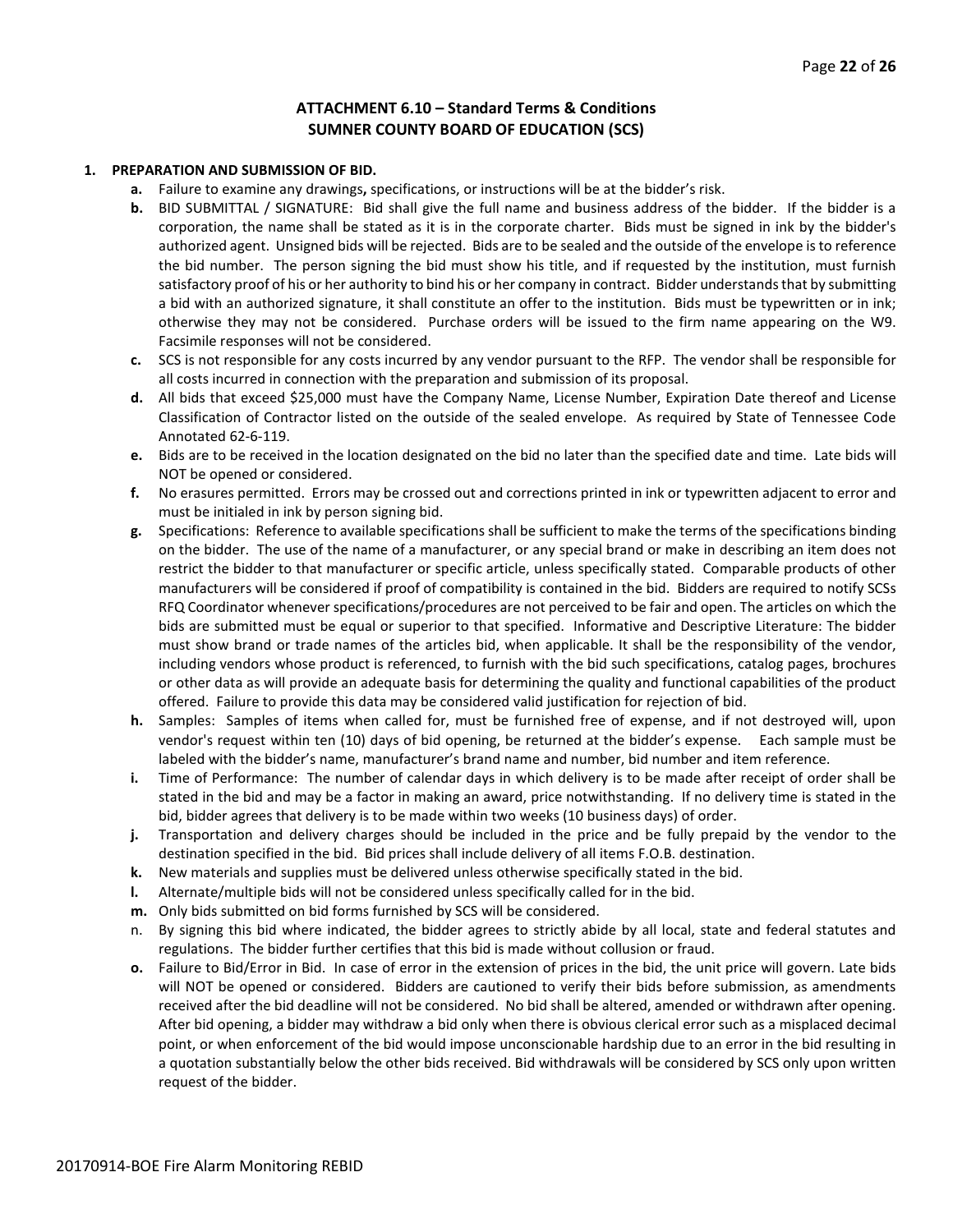## ATTACHMENT 6.10 – Standard Terms & Conditions
## SUMNER COUNTY BOARD OF EDUCATION (SCS)

**1. PREPARATION AND SUBMISSION OF BID.**

- **a.** Failure to examine any drawings**,** specifications, or instructions will be at the bidder's risk.
- **b.** BID SUBMITTAL / SIGNATURE: Bid shall give the full name and business address of the bidder. If the bidder is a corporation, the name shall be stated as it is in the corporate charter. Bids must be signed in ink by the bidder's authorized agent. Unsigned bids will be rejected. Bids are to be sealed and the outside of the envelope is to reference the bid number. The person signing the bid must show his title, and if requested by the institution, must furnish satisfactory proof of his or her authority to bind his or her company in contract. Bidder understands that by submitting a bid with an authorized signature, it shall constitute an offer to the institution. Bids must be typewritten or in ink; otherwise they may not be considered. Purchase orders will be issued to the firm name appearing on the W9. Facsimile responses will not be considered.
- **c.** SCS is not responsible for any costs incurred by any vendor pursuant to the RFP. The vendor shall be responsible for all costs incurred in connection with the preparation and submission of its proposal.
- **d.** All bids that exceed $25,000 must have the Company Name, License Number, Expiration Date thereof and License Classification of Contractor listed on the outside of the sealed envelope. As required by State of Tennessee Code Annotated 62-6-119.
- **e.** Bids are to be received in the location designated on the bid no later than the specified date and time. Late bids will NOT be opened or considered.
- **f.** No erasures permitted. Errors may be crossed out and corrections printed in ink or typewritten adjacent to error and must be initialed in ink by person signing bid.
- **g.** Specifications: Reference to available specifications shall be sufficient to make the terms of the specifications binding on the bidder. The use of the name of a manufacturer, or any special brand or make in describing an item does not restrict the bidder to that manufacturer or specific article, unless specifically stated. Comparable products of other manufacturers will be considered if proof of compatibility is contained in the bid. Bidders are required to notify SCSs RFQ Coordinator whenever specifications/procedures are not perceived to be fair and open. The articles on which the bids are submitted must be equal or superior to that specified. Informative and Descriptive Literature: The bidder must show brand or trade names of the articles bid, when applicable. It shall be the responsibility of the vendor, including vendors whose product is referenced, to furnish with the bid such specifications, catalog pages, brochures or other data as will provide an adequate basis for determining the quality and functional capabilities of the product offered. Failure to provide this data may be considered valid justification for rejection of bid.
- **h.** Samples: Samples of items when called for, must be furnished free of expense, and if not destroyed will, upon vendor's request within ten (10) days of bid opening, be returned at the bidder's expense. Each sample must be labeled with the bidder's name, manufacturer's brand name and number, bid number and item reference.
- **i.** Time of Performance: The number of calendar days in which delivery is to be made after receipt of order shall be stated in the bid and may be a factor in making an award, price notwithstanding. If no delivery time is stated in the bid, bidder agrees that delivery is to be made within two weeks (10 business days) of order.
- **j.** Transportation and delivery charges should be included in the price and be fully prepaid by the vendor to the destination specified in the bid. Bid prices shall include delivery of all items F.O.B. destination.
- **k.** New materials and supplies must be delivered unless otherwise specifically stated in the bid.
- **l.** Alternate/multiple bids will not be considered unless specifically called for in the bid.
- **m.** Only bids submitted on bid forms furnished by SCS will be considered.
- n. By signing this bid where indicated, the bidder agrees to strictly abide by all local, state and federal statutes and regulations. The bidder further certifies that this bid is made without collusion or fraud.
- **o.** Failure to Bid/Error in Bid. In case of error in the extension of prices in the bid, the unit price will govern. Late bids will NOT be opened or considered. Bidders are cautioned to verify their bids before submission, as amendments received after the bid deadline will not be considered. No bid shall be altered, amended or withdrawn after opening. After bid opening, a bidder may withdraw a bid only when there is obvious clerical error such as a misplaced decimal point, or when enforcement of the bid would impose unconscionable hardship due to an error in the bid resulting in a quotation substantially below the other bids received. Bid withdrawals will be considered by SCS only upon written request of the bidder.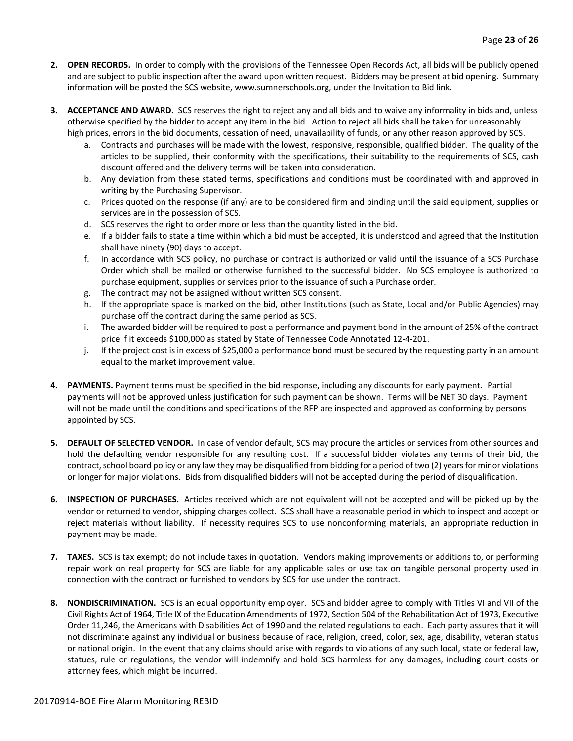2. **OPEN RECORDS.** In order to comply with the provisions of the Tennessee Open Records Act, all bids will be publicly opened and are subject to public inspection after the award upon written request. Bidders may be present at bid opening. Summary information will be posted the SCS website, www.sumnerschools.org, under the Invitation to Bid link.

3. **ACCEPTANCE AND AWARD.** SCS reserves the right to reject any and all bids and to waive any informality in bids and, unless otherwise specified by the bidder to accept any item in the bid. Action to reject all bids shall be taken for unreasonably high prices, errors in the bid documents, cessation of need, unavailability of funds, or any other reason approved by SCS.
   a. Contracts and purchases will be made with the lowest, responsive, responsible, qualified bidder. The quality of the articles to be supplied, their conformity with the specifications, their suitability to the requirements of SCS, cash discount offered and the delivery terms will be taken into consideration.
   b. Any deviation from these stated terms, specifications and conditions must be coordinated with and approved in writing by the Purchasing Supervisor.
   c. Prices quoted on the response (if any) are to be considered firm and binding until the said equipment, supplies or services are in the possession of SCS.
   d. SCS reserves the right to order more or less than the quantity listed in the bid.
   e. If a bidder fails to state a time within which a bid must be accepted, it is understood and agreed that the Institution shall have ninety (90) days to accept.
   f. In accordance with SCS policy, no purchase or contract is authorized or valid until the issuance of a SCS Purchase Order which shall be mailed or otherwise furnished to the successful bidder. No SCS employee is authorized to purchase equipment, supplies or services prior to the issuance of such a Purchase order.
   g. The contract may not be assigned without written SCS consent.
   h. If the appropriate space is marked on the bid, other Institutions (such as State, Local and/or Public Agencies) may purchase off the contract during the same period as SCS.
   i. The awarded bidder will be required to post a performance and payment bond in the amount of 25% of the contract price if it exceeds $100,000 as stated by State of Tennessee Code Annotated 12-4-201.
   j. If the project cost is in excess of $25,000 a performance bond must be secured by the requesting party in an amount equal to the market improvement value.

4. **PAYMENTS.** Payment terms must be specified in the bid response, including any discounts for early payment. Partial payments will not be approved unless justification for such payment can be shown. Terms will be NET 30 days. Payment will not be made until the conditions and specifications of the RFP are inspected and approved as conforming by persons appointed by SCS.

5. **DEFAULT OF SELECTED VENDOR.** In case of vendor default, SCS may procure the articles or services from other sources and hold the defaulting vendor responsible for any resulting cost. If a successful bidder violates any terms of their bid, the contract, school board policy or any law they may be disqualified from bidding for a period of two (2) years for minor violations or longer for major violations. Bids from disqualified bidders will not be accepted during the period of disqualification.

6. **INSPECTION OF PURCHASES.** Articles received which are not equivalent will not be accepted and will be picked up by the vendor or returned to vendor, shipping charges collect. SCS shall have a reasonable period in which to inspect and accept or reject materials without liability. If necessity requires SCS to use nonconforming materials, an appropriate reduction in payment may be made.

7. **TAXES.** SCS is tax exempt; do not include taxes in quotation. Vendors making improvements or additions to, or performing repair work on real property for SCS are liable for any applicable sales or use tax on tangible personal property used in connection with the contract or furnished to vendors by SCS for use under the contract.

8. **NONDISCRIMINATION.** SCS is an equal opportunity employer. SCS and bidder agree to comply with Titles VI and VII of the Civil Rights Act of 1964, Title IX of the Education Amendments of 1972, Section 504 of the Rehabilitation Act of 1973, Executive Order 11,246, the Americans with Disabilities Act of 1990 and the related regulations to each. Each party assures that it will not discriminate against any individual or business because of race, religion, creed, color, sex, age, disability, veteran status or national origin. In the event that any claims should arise with regards to violations of any such local, state or federal law, statues, rule or regulations, the vendor will indemnify and hold SCS harmless for any damages, including court costs or attorney fees, which might be incurred.

20170914-BOE Fire Alarm Monitoring REBID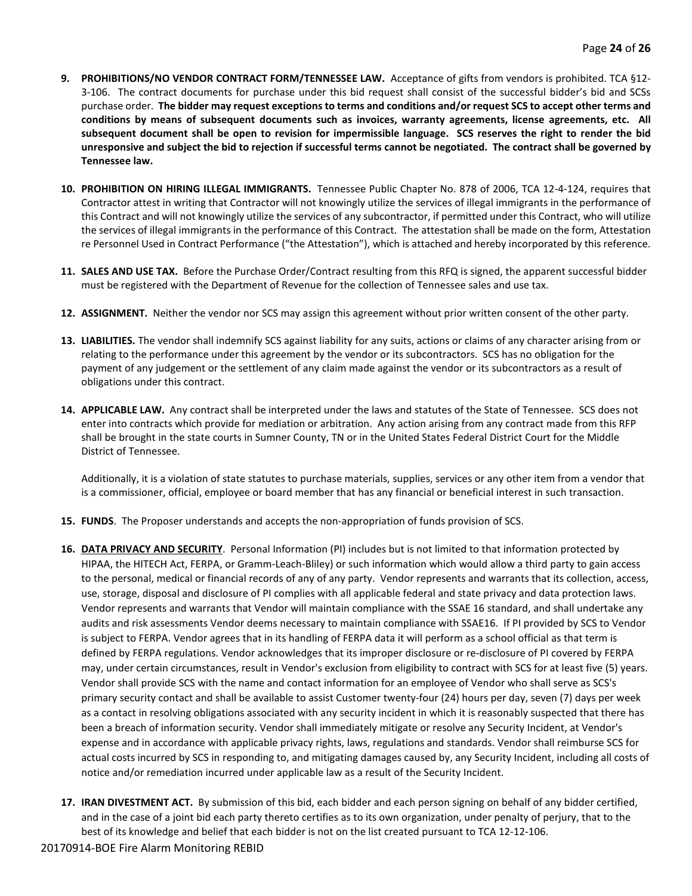9. **PROHIBITIONS/NO VENDOR CONTRACT FORM/TENNESSEE LAW.** Acceptance of gifts from vendors is prohibited. TCA §12-3-106. The contract documents for purchase under this bid request shall consist of the successful bidder's bid and SCSs purchase order. **The bidder may request exceptions to terms and conditions and/or request SCS to accept other terms and conditions by means of subsequent documents such as invoices, warranty agreements, license agreements, etc. All subsequent document shall be open to revision for impermissible language. SCS reserves the right to render the bid unresponsive and subject the bid to rejection if successful terms cannot be negotiated. The contract shall be governed by Tennessee law.**

10. **PROHIBITION ON HIRING ILLEGAL IMMIGRANTS.** Tennessee Public Chapter No. 878 of 2006, TCA 12-4-124, requires that Contractor attest in writing that Contractor will not knowingly utilize the services of illegal immigrants in the performance of this Contract and will not knowingly utilize the services of any subcontractor, if permitted under this Contract, who will utilize the services of illegal immigrants in the performance of this Contract. The attestation shall be made on the form, Attestation re Personnel Used in Contract Performance ("the Attestation"), which is attached and hereby incorporated by this reference.

11. **SALES AND USE TAX.** Before the Purchase Order/Contract resulting from this RFQ is signed, the apparent successful bidder must be registered with the Department of Revenue for the collection of Tennessee sales and use tax.

12. **ASSIGNMENT.** Neither the vendor nor SCS may assign this agreement without prior written consent of the other party.

13. **LIABILITIES.** The vendor shall indemnify SCS against liability for any suits, actions or claims of any character arising from or relating to the performance under this agreement by the vendor or its subcontractors. SCS has no obligation for the payment of any judgement or the settlement of any claim made against the vendor or its subcontractors as a result of obligations under this contract.

14. **APPLICABLE LAW.** Any contract shall be interpreted under the laws and statutes of the State of Tennessee. SCS does not enter into contracts which provide for mediation or arbitration. Any action arising from any contract made from this RFP shall be brought in the state courts in Sumner County, TN or in the United States Federal District Court for the Middle District of Tennessee.

    Additionally, it is a violation of state statutes to purchase materials, supplies, services or any other item from a vendor that is a commissioner, official, employee or board member that has any financial or beneficial interest in such transaction.

15. **FUNDS**. The Proposer understands and accepts the non-appropriation of funds provision of SCS.

16. **DATA PRIVACY AND SECURITY**. Personal Information (PI) includes but is not limited to that information protected by HIPAA, the HITECH Act, FERPA, or Gramm-Leach-Bliley) or such information which would allow a third party to gain access to the personal, medical or financial records of any of any party. Vendor represents and warrants that its collection, access, use, storage, disposal and disclosure of PI complies with all applicable federal and state privacy and data protection laws. Vendor represents and warrants that Vendor will maintain compliance with the SSAE 16 standard, and shall undertake any audits and risk assessments Vendor deems necessary to maintain compliance with SSAE16. If PI provided by SCS to Vendor is subject to FERPA. Vendor agrees that in its handling of FERPA data it will perform as a school official as that term is defined by FERPA regulations. Vendor acknowledges that its improper disclosure or re-disclosure of PI covered by FERPA may, under certain circumstances, result in Vendor's exclusion from eligibility to contract with SCS for at least five (5) years. Vendor shall provide SCS with the name and contact information for an employee of Vendor who shall serve as SCS's primary security contact and shall be available to assist Customer twenty-four (24) hours per day, seven (7) days per week as a contact in resolving obligations associated with any security incident in which it is reasonably suspected that there has been a breach of information security. Vendor shall immediately mitigate or resolve any Security Incident, at Vendor's expense and in accordance with applicable privacy rights, laws, regulations and standards. Vendor shall reimburse SCS for actual costs incurred by SCS in responding to, and mitigating damages caused by, any Security Incident, including all costs of notice and/or remediation incurred under applicable law as a result of the Security Incident.

17. **IRAN DIVESTMENT ACT.** By submission of this bid, each bidder and each person signing on behalf of any bidder certified, and in the case of a joint bid each party thereto certifies as to its own organization, under penalty of perjury, that to the best of its knowledge and belief that each bidder is not on the list created pursuant to TCA 12-12-106.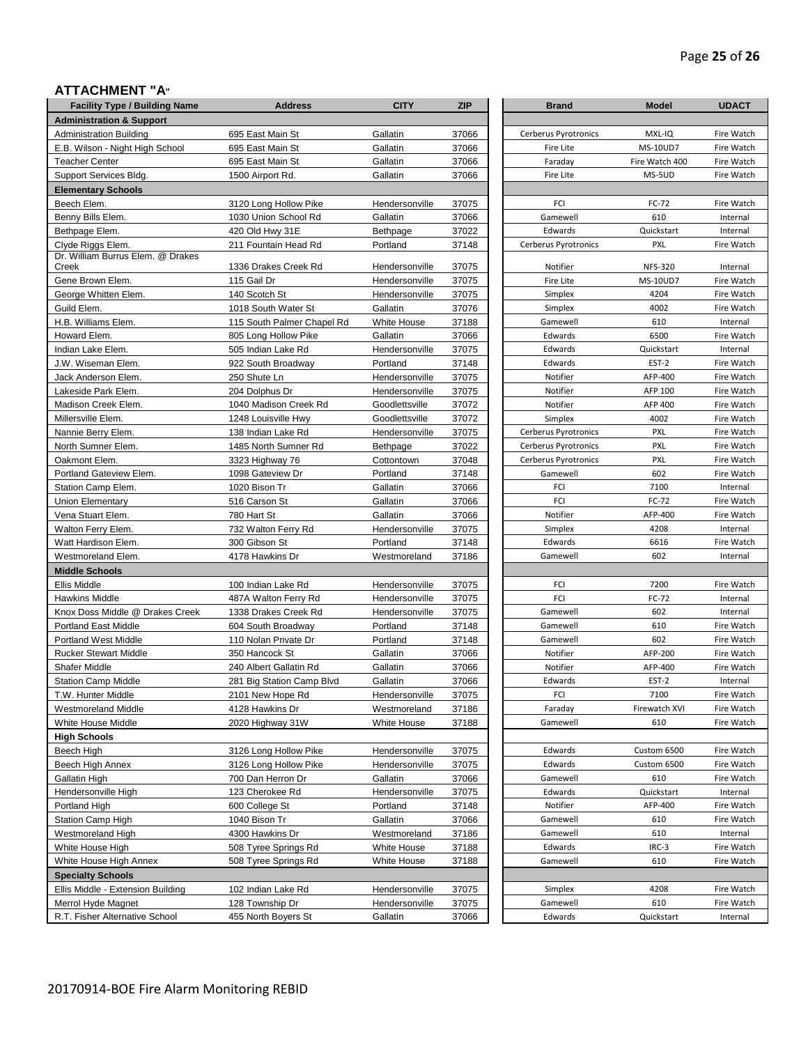## ATTACHMENT "A"

| Facility Type / Building Name | Address | CITY | ZIP | Brand | Model | UDACT |
|---|---|---|---|---|---|---|
| **Administration & Support** | | | | | | |
| Administration Building | 695 East Main St | Gallatin | 37066 | Cerberus Pyrotronics | MXL-IQ | Fire Watch |
| E.B. Wilson - Night High School | 695 East Main St | Gallatin | 37066 | Fire Lite | MS-10UD7 | Fire Watch |
| Teacher Center | 695 East Main St | Gallatin | 37066 | Faraday | Fire Watch 400 | Fire Watch |
| Support Services Bldg. | 1500 Airport Rd. | Gallatin | 37066 | Fire Lite | MS-5UD | Fire Watch |
| **Elementary Schools** | | | | | | |
| Beech Elem. | 3120 Long Hollow Pike | Hendersonville | 37075 | FCI | FC-72 | Fire Watch |
| Benny Bills Elem. | 1030 Union School Rd | Gallatin | 37066 | Gamewell | 610 | Internal |
| Bethpage Elem. | 420 Old Hwy 31E | Bethpage | 37022 | Edwards | Quickstart | Internal |
| Clyde Riggs Elem. | 211 Fountain Head Rd | Portland | 37148 | Cerberus Pyrotronics | PXL | Fire Watch |
| Dr. William Burrus Elem. @ Drakes Creek | 1336 Drakes Creek Rd | Hendersonville | 37075 | Notifier | NFS-320 | Internal |
| Gene Brown Elem. | 115 Gail Dr | Hendersonville | 37075 | Fire Lite | MS-10UD7 | Fire Watch |
| George Whitten Elem. | 140 Scotch St | Hendersonville | 37075 | Simplex | 4204 | Fire Watch |
| Guild Elem. | 1018 South Water St | Gallatin | 37076 | Simplex | 4002 | Fire Watch |
| H.B. Williams Elem. | 115 South Palmer Chapel Rd | White House | 37188 | Gamewell | 610 | Internal |
| Howard Elem. | 805 Long Hollow Pike | Gallatin | 37066 | Edwards | 6500 | Fire Watch |
| Indian Lake Elem. | 505 Indian Lake Rd | Hendersonville | 37075 | Edwards | Quickstart | Internal |
| J.W. Wiseman Elem. | 922 South Broadway | Portland | 37148 | Edwards | EST-2 | Fire Watch |
| Jack Anderson Elem. | 250 Shute Ln | Hendersonville | 37075 | Notifier | AFP-400 | Fire Watch |
| Lakeside Park Elem. | 204 Dolphus Dr | Hendersonville | 37075 | Notifier | AFP 100 | Fire Watch |
| Madison Creek Elem. | 1040 Madison Creek Rd | Goodlettsville | 37072 | Notifier | AFP 400 | Fire Watch |
| Millersville Elem. | 1248 Louisville Hwy | Goodlettsville | 37072 | Simplex | 4002 | Fire Watch |
| Nannie Berry Elem. | 138 Indian Lake Rd | Hendersonville | 37075 | Cerberus Pyrotronics | PXL | Fire Watch |
| North Sumner Elem. | 1485 North Sumner Rd | Bethpage | 37022 | Cerberus Pyrotronics | PXL | Fire Watch |
| Oakmont Elem. | 3323 Highway 76 | Cottontown | 37048 | Cerberus Pyrotronics | PXL | Fire Watch |
| Portland Gateview Elem. | 1098 Gateview Dr | Portland | 37148 | Gamewell | 602 | Fire Watch |
| Station Camp Elem. | 1020 Bison Tr | Gallatin | 37066 | FCI | 7100 | Internal |
| Union Elementary | 516 Carson St | Gallatin | 37066 | FCI | FC-72 | Fire Watch |
| Vena Stuart Elem. | 780 Hart St | Gallatin | 37066 | Notifier | AFP-400 | Fire Watch |
| Walton Ferry Elem. | 732 Walton Ferry Rd | Hendersonville | 37075 | Simplex | 4208 | Internal |
| Watt Hardison Elem. | 300 Gibson St | Portland | 37148 | Edwards | 6616 | Fire Watch |
| Westmoreland Elem. | 4178 Hawkins Dr | Westmoreland | 37186 | Gamewell | 602 | Internal |
| **Middle Schools** | | | | | | |
| Ellis Middle | 100 Indian Lake Rd | Hendersonville | 37075 | FCI | 7200 | Fire Watch |
| Hawkins Middle | 487A Walton Ferry Rd | Hendersonville | 37075 | FCI | FC-72 | Internal |
| Knox Doss Middle @ Drakes Creek | 1338 Drakes Creek Rd | Hendersonville | 37075 | Gamewell | 602 | Internal |
| Portland East Middle | 604 South Broadway | Portland | 37148 | Gamewell | 610 | Fire Watch |
| Portland West Middle | 110 Nolan Private Dr | Portland | 37148 | Gamewell | 602 | Fire Watch |
| Rucker Stewart Middle | 350 Hancock St | Gallatin | 37066 | Notifier | AFP-200 | Fire Watch |
| Shafer Middle | 240 Albert Gallatin Rd | Gallatin | 37066 | Notifier | AFP-400 | Fire Watch |
| Station Camp Middle | 281 Big Station Camp Blvd | Gallatin | 37066 | Edwards | EST-2 | Internal |
| T.W. Hunter Middle | 2101 New Hope Rd | Hendersonville | 37075 | FCI | 7100 | Fire Watch |
| Westmoreland Middle | 4128 Hawkins Dr | Westmoreland | 37186 | Faraday | Firewatch XVI | Fire Watch |
| White House Middle | 2020 Highway 31W | White House | 37188 | Gamewell | 610 | Fire Watch |
| **High Schools** | | | | | | |
| Beech High | 3126 Long Hollow Pike | Hendersonville | 37075 | Edwards | Custom 6500 | Fire Watch |
| Beech High Annex | 3126 Long Hollow Pike | Hendersonville | 37075 | Edwards | Custom 6500 | Fire Watch |
| Gallatin High | 700 Dan Herron Dr | Gallatin | 37066 | Gamewell | 610 | Fire Watch |
| Hendersonville High | 123 Cherokee Rd | Hendersonville | 37075 | Edwards | Quickstart | Internal |
| Portland High | 600 College St | Portland | 37148 | Notifier | AFP-400 | Fire Watch |
| Station Camp High | 1040 Bison Tr | Gallatin | 37066 | Gamewell | 610 | Fire Watch |
| Westmoreland High | 4300 Hawkins Dr | Westmoreland | 37186 | Gamewell | 610 | Internal |
| White House High | 508 Tyree Springs Rd | White House | 37188 | Edwards | IRC-3 | Fire Watch |
| White House High Annex | 508 Tyree Springs Rd | White House | 37188 | Gamewell | 610 | Fire Watch |
| **Specialty Schools** | | | | | | |
| Ellis Middle - Extension Building | 102 Indian Lake Rd | Hendersonville | 37075 | Simplex | 4208 | Fire Watch |
| Merrol Hyde Magnet | 128 Township Dr | Hendersonville | 37075 | Gamewell | 610 | Fire Watch |
| R.T. Fisher Alternative School | 455 North Boyers St | Gallatin | 37066 | Edwards | Quickstart | Internal |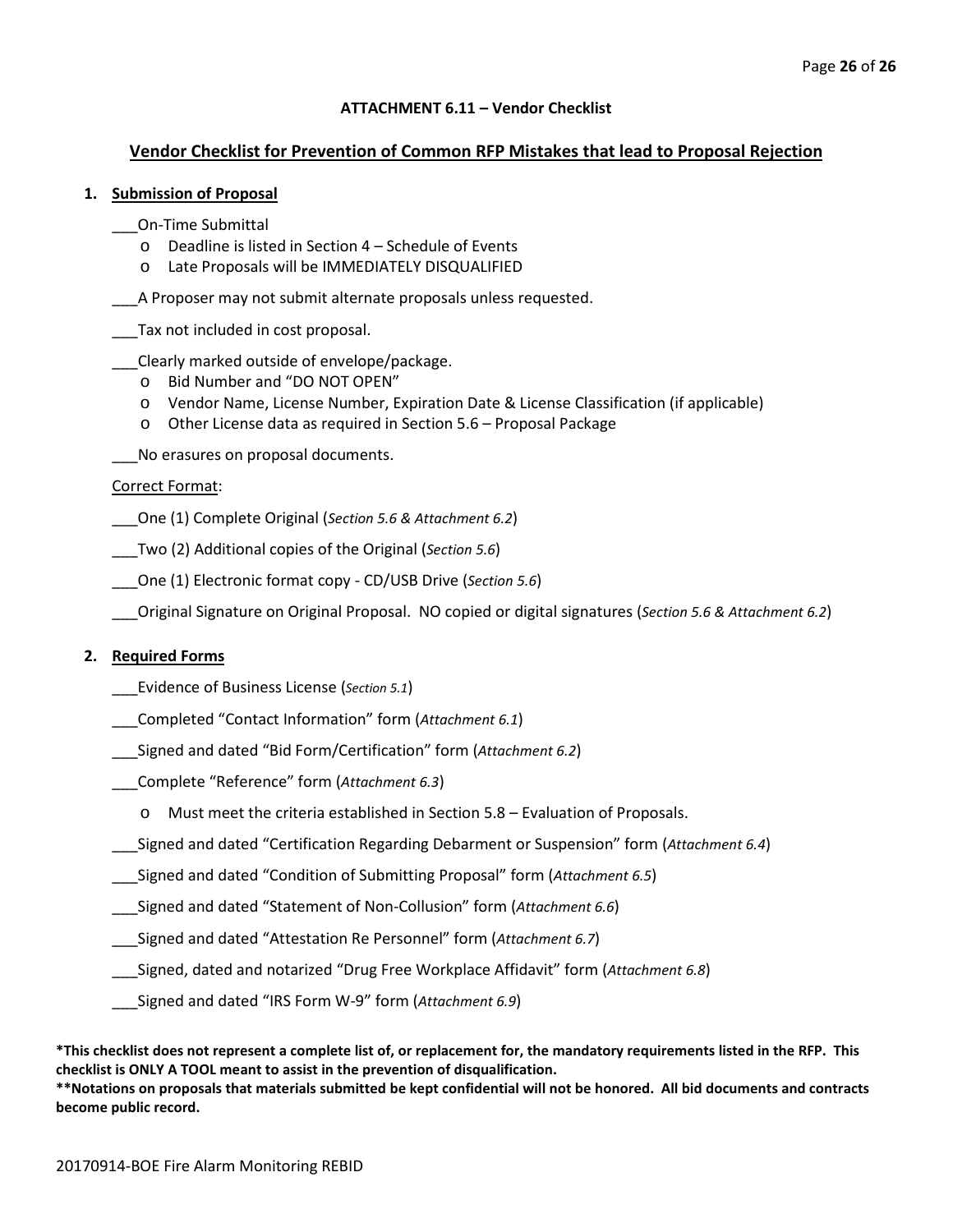### ATTACHMENT 6.11 – Vendor Checklist

## Vendor Checklist for Prevention of Common RFP Mistakes that lead to Proposal Rejection

1. **Submission of Proposal**

   ___On-Time Submittal
   - Deadline is listed in Section 4 – Schedule of Events
   - Late Proposals will be IMMEDIATELY DISQUALIFIED

   ___A Proposer may not submit alternate proposals unless requested.

   ___Tax not included in cost proposal.

   ___Clearly marked outside of envelope/package.
   - Bid Number and "DO NOT OPEN"
   - Vendor Name, License Number, Expiration Date & License Classification (if applicable)
   - Other License data as required in Section 5.6 – Proposal Package

   ___No erasures on proposal documents.

   Correct Format:

   ___One (1) Complete Original (*Section 5.6 & Attachment 6.2*)

   ___Two (2) Additional copies of the Original (*Section 5.6*)

   ___One (1) Electronic format copy - CD/USB Drive (*Section 5.6*)

   ___Original Signature on Original Proposal. NO copied or digital signatures (*Section 5.6 & Attachment 6.2*)

2. **Required Forms**

   ___Evidence of Business License (*Section 5.1*)

   ___Completed "Contact Information" form (*Attachment 6.1*)

   ___Signed and dated "Bid Form/Certification" form (*Attachment 6.2*)

   ___Complete "Reference" form (*Attachment 6.3*)
   - Must meet the criteria established in Section 5.8 – Evaluation of Proposals.

   ___Signed and dated "Certification Regarding Debarment or Suspension" form (*Attachment 6.4*)

   ___Signed and dated "Condition of Submitting Proposal" form (*Attachment 6.5*)

   ___Signed and dated "Statement of Non-Collusion" form (*Attachment 6.6*)

   ___Signed and dated "Attestation Re Personnel" form (*Attachment 6.7*)

   ___Signed, dated and notarized "Drug Free Workplace Affidavit" form (*Attachment 6.8*)

   ___Signed and dated "IRS Form W-9" form (*Attachment 6.9*)

**\*This checklist does not represent a complete list of, or replacement for, the mandatory requirements listed in the RFP. This checklist is ONLY A TOOL meant to assist in the prevention of disqualification.**

**\*\*Notations on proposals that materials submitted be kept confidential will not be honored. All bid documents and contracts become public record.**